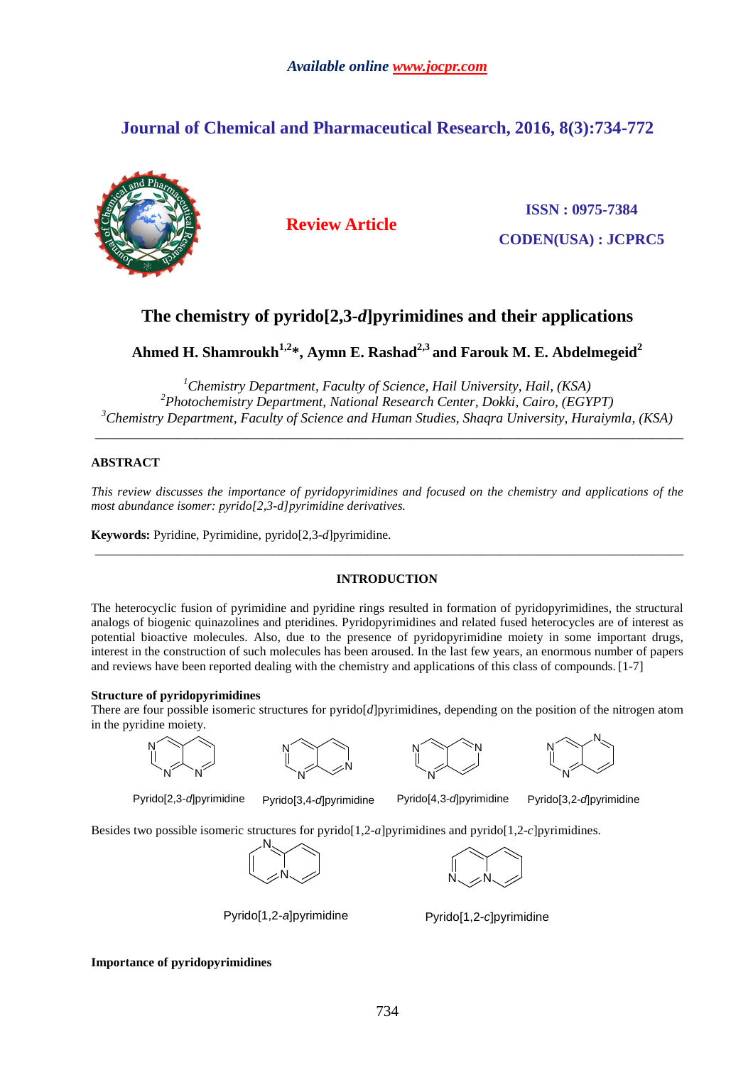# Journal of Chemical and Pharmaceutical Research, 2016, 8(3):734-772

**Review Article**

**ISSN : 0975-7384**
**CODEN(USA) : JCPRC5**

# The chemistry of pyrido[2,3-*d*]pyrimidines and their applications

**Ahmed H. Shamroukh[1,2]*, Aymn E. Rashad[2,3] and Farouk M. E. Abdelmegeid[2]**

[1]*Chemistry Department, Faculty of Science, Hail University, Hail, (KSA)*
[2]*Photochemistry Department, National Research Center, Dokki, Cairo, (EGYPT)*
[3]*Chemistry Department, Faculty of Science and Human Studies, Shaqra University, Huraiymla, (KSA)*

---

## ABSTRACT

*This review discusses the importance of pyridopyrimidines and focused on the chemistry and applications of the most abundance isomer: pyrido[2,3-d]pyrimidine derivatives.*

**Keywords:** Pyridine, Pyrimidine, pyrido[2,3-*d*]pyrimidine.

---

## INTRODUCTION

The heterocyclic fusion of pyrimidine and pyridine rings resulted in formation of pyridopyrimidines, the structural analogs of biogenic quinazolines and pteridines. Pyridopyrimidines and related fused heterocycles are of interest as potential bioactive molecules. Also, due to the presence of pyridopyrimidine moiety in some important drugs, interest in the construction of such molecules has been aroused. In the last few years, an enormous number of papers and reviews have been reported dealing with the chemistry and applications of this class of compounds. [1-7]

### Structure of pyridopyrimidines

There are four possible isomeric structures for pyrido[*d*]pyrimidines, depending on the position of the nitrogen atom in the pyridine moiety.

Pyrido[2,3-*d*]pyrimidine　　Pyrido[3,4-*d*]pyrimidine　　Pyrido[4,3-*d*]pyrimidine　　Pyrido[3,2-*d*]pyrimidine

Besides two possible isomeric structures for pyrido[1,2-*a*]pyrimidines and pyrido[1,2-*c*]pyrimidines.

Pyrido[1,2-*a*]pyrimidine　　Pyrido[1,2-*c*]pyrimidine

### Importance of pyridopyrimidines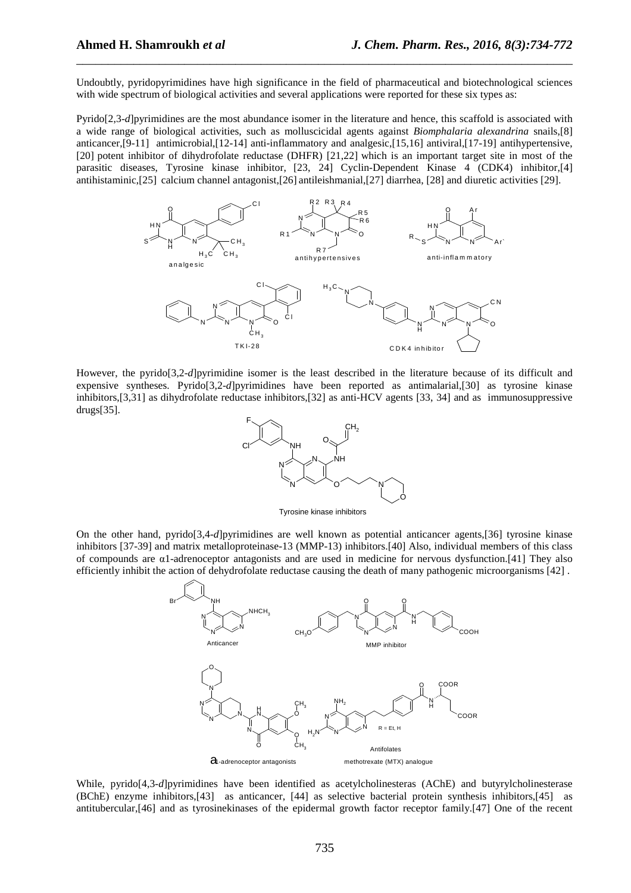Undoubtly, pyridopyrimidines have high significance in the field of pharmaceutical and biotechnological sciences with wide spectrum of biological activities and several applications were reported for these six types as:

Pyrido[2,3-*d*]pyrimidines are the most abundance isomer in the literature and hence, this scaffold is associated with a wide range of biological activities, such as molluscicidal agents against *Biomphalaria alexandrina* snails,[8] anticancer,[9-11] antimicrobial,[12-14] anti-inflammatory and analgesic,[15,16] antiviral,[17-19] antihypertensive,[20] potent inhibitor of dihydrofolate reductase (DHFR) [21,22] which is an important target site in most of the parasitic diseases, Tyrosine kinase inhibitor, [23, 24] Cyclin-Dependent Kinase 4 (CDK4) inhibitor,[4] antihistaminic,[25] calcium channel antagonist,[26] antileishmanial,[27] diarrhea, [28] and diuretic activities [29].

analgesic | antihypertensives | anti-inflammatory | TKI-28 | CDK4 inhibitor

However, the pyrido[3,2-*d*]pyrimidine isomer is the least described in the literature because of its difficult and expensive syntheses. Pyrido[3,2-*d*]pyrimidines have been reported as antimalarial,[30] as tyrosine kinase inhibitors,[3,31] as dihydrofolate reductase inhibitors,[32] as anti-HCV agents [33, 34] and as immunosuppressive drugs[35].

Tyrosine kinase inhibitors

On the other hand, pyrido[3,4-*d*]pyrimidines are well known as potential anticancer agents,[36] tyrosine kinase inhibitors [37-39] and matrix metalloproteinase-13 (MMP-13) inhibitors.[40] Also, individual members of this class of compounds are α1-adrenoceptor antagonists and are used in medicine for nervous dysfunction.[41] They also efficiently inhibit the action of dehydrofolate reductase causing the death of many pathogenic microorganisms [42] .

Anticancer | MMP inhibitor | α1-adrenoceptor antagonists | Antifolates methotrexate (MTX) analogue (R = Et, H)

While, pyrido[4,3-*d*]pyrimidines have been identified as acetylcholinesteras (AChE) and butyrylcholinesterase (BChE) enzyme inhibitors,[43] as anticancer, [44] as selective bacterial protein synthesis inhibitors,[45] as antitubercular,[46] and as tyrosinekinases of the epidermal growth factor receptor family.[47] One of the recent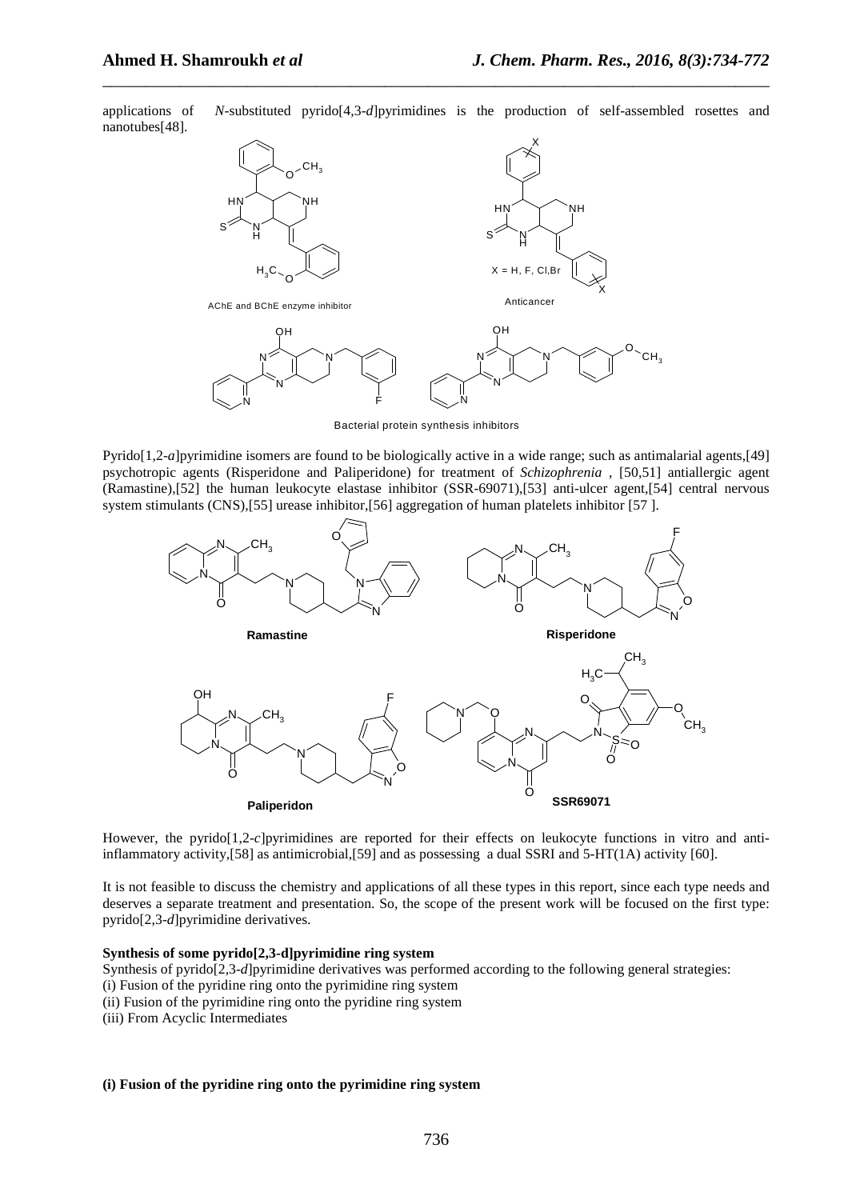applications of *N*-substituted pyrido[4,3-*d*]pyrimidines is the production of self-assembled rosettes and nanotubes[48].

AChE and BChE enzyme inhibitor

X = H, F, Cl,Br

Anticancer

Bacterial protein synthesis inhibitors

Pyrido[1,2-*a*]pyrimidine isomers are found to be biologically active in a wide range; such as antimalarial agents,[49] psychotropic agents (Risperidone and Paliperidone) for treatment of *Schizophrenia* , [50,51] antiallergic agent (Ramastine),[52] the human leukocyte elastase inhibitor (SSR-69071),[53] anti-ulcer agent,[54] central nervous system stimulants (CNS),[55] urease inhibitor,[56] aggregation of human platelets inhibitor [57 ].

**Ramastine** **Risperidone**

**Paliperidon** **SSR69071**

However, the pyrido[1,2-*c*]pyrimidines are reported for their effects on leukocyte functions in vitro and anti-inflammatory activity,[58] as antimicrobial,[59] and as possessing a dual SSRI and 5-HT(1A) activity [60].

It is not feasible to discuss the chemistry and applications of all these types in this report, since each type needs and deserves a separate treatment and presentation. So, the scope of the present work will be focused on the first type: pyrido[2,3-*d*]pyrimidine derivatives.

**Synthesis of some pyrido[2,3-d]pyrimidine ring system**

Synthesis of pyrido[2,3-*d*]pyrimidine derivatives was performed according to the following general strategies:
(i) Fusion of the pyridine ring onto the pyrimidine ring system
(ii) Fusion of the pyrimidine ring onto the pyridine ring system
(iii) From Acyclic Intermediates

**(i) Fusion of the pyridine ring onto the pyrimidine ring system**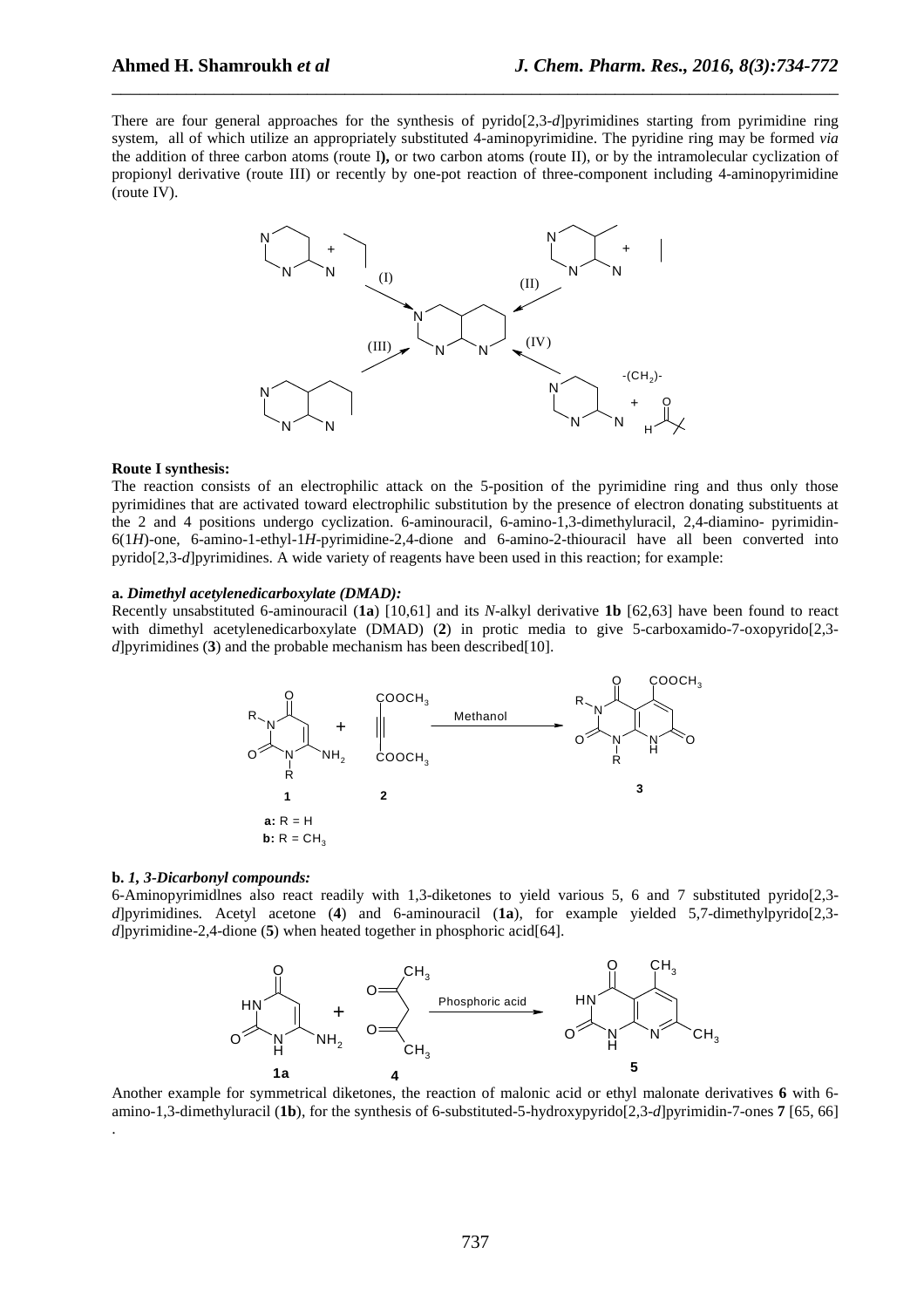There are four general approaches for the synthesis of pyrido[2,3-*d*]pyrimidines starting from pyrimidine ring system, all of which utilize an appropriately substituted 4-aminopyrimidine. The pyridine ring may be formed *via* the addition of three carbon atoms (route I**),** or two carbon atoms (route II), or by the intramolecular cyclization of propionyl derivative (route III) or recently by one-pot reaction of three-component including 4-aminopyrimidine (route IV).

**Route I synthesis:**

The reaction consists of an electrophilic attack on the 5-position of the pyrimidine ring and thus only those pyrimidines that are activated toward electrophilic substitution by the presence of electron donating substituents at the 2 and 4 positions undergo cyclization. 6-aminouracil, 6-amino-1,3-dimethyluracil, 2,4-diamino- pyrimidin-6(1*H*)-one, 6-amino-1-ethyl-1*H*-pyrimidine-2,4-dione and 6-amino-2-thiouracil have all been converted into pyrido[2,3-*d*]pyrimidines. A wide variety of reagents have been used in this reaction; for example:

**a.** ***Dimethyl acetylenedicarboxylate (DMAD):***

Recently unsabstituted 6-aminouracil (**1a**) [10,61] and its *N*-alkyl derivative **1b** [62,63] have been found to react with dimethyl acetylenedicarboxylate (DMAD) (**2**) in protic media to give 5-carboxamido-7-oxopyrido[2,3-*d*]pyrimidines (**3**) and the probable mechanism has been described[10].

**a:** R = H
**b:** R = $CH_3$

**b.** ***1, 3-Dicarbonyl compounds:***

6-Aminopyrimidlnes also react readily with 1,3-diketones to yield various 5, 6 and 7 substituted pyrido[2,3-*d*]pyrimidines. Acetyl acetone (**4**) and 6-aminouracil (**1a**), for example yielded 5,7-dimethylpyrido[2,3-*d*]pyrimidine-2,4-dione (**5**) when heated together in phosphoric acid[64].

Another example for symmetrical diketones, the reaction of malonic acid or ethyl malonate derivatives **6** with 6-amino-1,3-dimethyluracil (**1b**), for the synthesis of 6-substituted-5-hydroxypyrido[2,3-*d*]pyrimidin-7-ones **7** [65, 66] .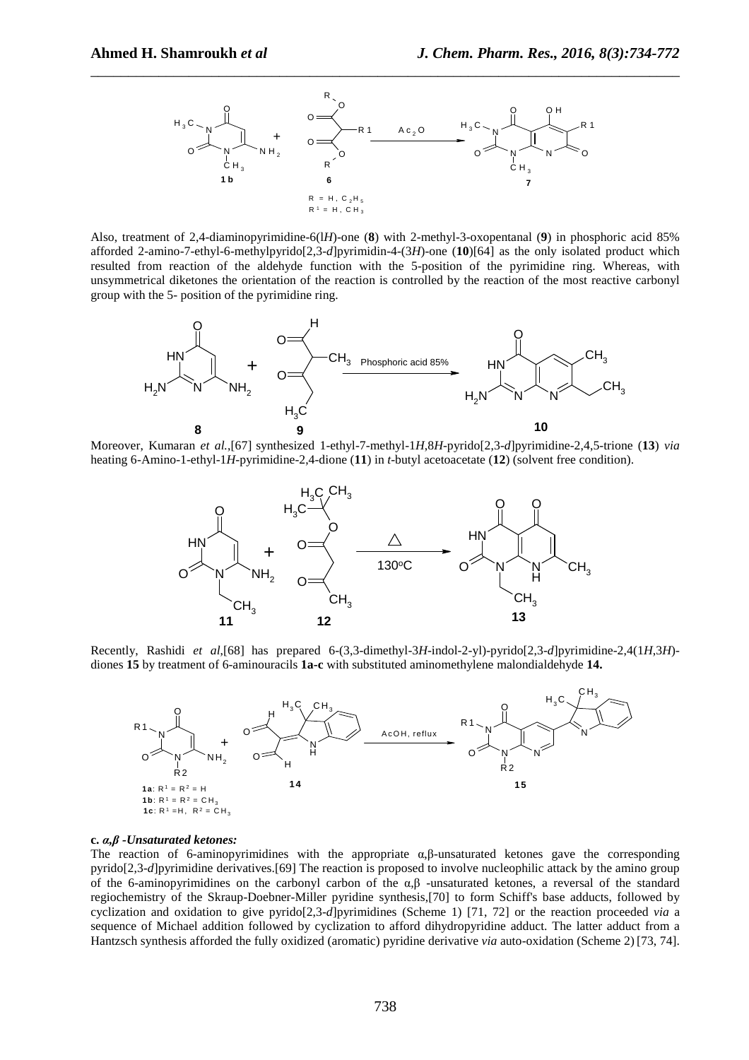Also, treatment of 2,4-diaminopyrimidine-6(l*H*)-one (**8**) with 2-methyl-3-oxopentanal (**9**) in phosphoric acid 85% afforded 2-amino-7-ethyl-6-methylpyrido[2,3-*d*]pyrimidin-4-(3*H*)-one (**10**)[64] as the only isolated product which resulted from reaction of the aldehyde function with the 5-position of the pyrimidine ring. Whereas, with unsymmetrical diketones the orientation of the reaction is controlled by the reaction of the most reactive carbonyl group with the 5- position of the pyrimidine ring.

Moreover, Kumaran *et al.*,[67] synthesized 1-ethyl-7-methyl-1*H*,8*H*-pyrido[2,3-*d*]pyrimidine-2,4,5-trione (**13**) *via* heating 6-Amino-1-ethyl-1*H*-pyrimidine-2,4-dione (**11**) in *t*-butyl acetoacetate (**12**) (solvent free condition).

Recently, Rashidi *et al*,[68] has prepared 6-(3,3-dimethyl-3*H*-indol-2-yl)-pyrido[2,3-*d*]pyrimidine-2,4(1*H*,3*H*)-diones **15** by treatment of 6-aminouracils **1a-c** with substituted aminomethylene malondialdehyde **14.**

**c.** ***α,β -Unsaturated ketones:***

The reaction of 6-aminopyrimidines with the appropriate α,β-unsaturated ketones gave the corresponding pyrido[2,3-*d*]pyrimidine derivatives.[69] The reaction is proposed to involve nucleophilic attack by the amino group of the 6-aminopyrimidines on the carbonyl carbon of the α,β -unsaturated ketones, a reversal of the standard regiochemistry of the Skraup-Doebner-Miller pyridine synthesis,[70] to form Schiff's base adducts, followed by cyclization and oxidation to give pyrido[2,3-*d*]pyrimidines (Scheme 1) [71, 72] or the reaction proceeded *via* a sequence of Michael addition followed by cyclization to afford dihydropyridine adduct. The latter adduct from a Hantzsch synthesis afforded the fully oxidized (aromatic) pyridine derivative *via* auto-oxidation (Scheme 2) [73, 74].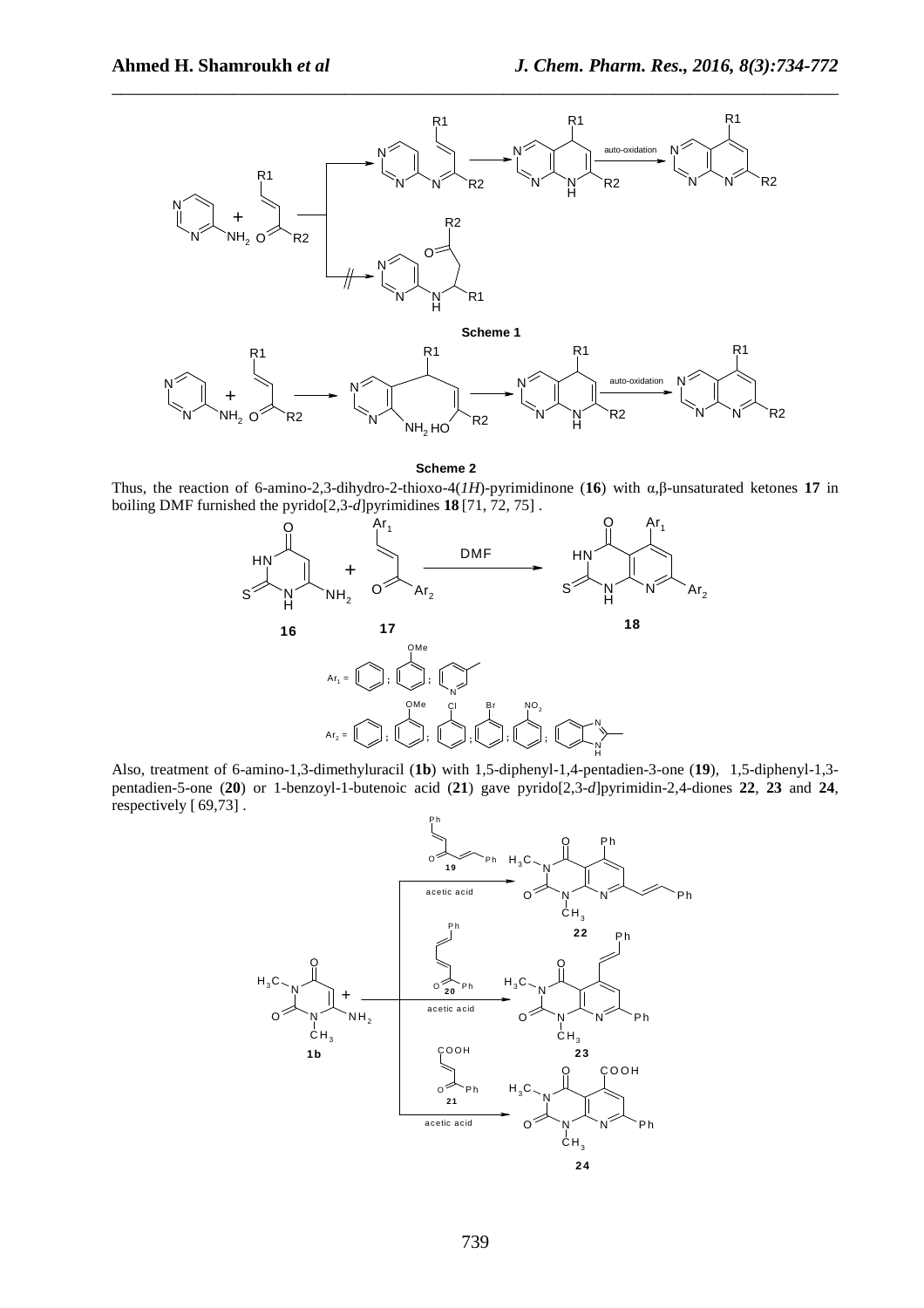**Scheme 1**

**Scheme 2**

Thus, the reaction of 6-amino-2,3-dihydro-2-thioxo-4(*1H*)-pyrimidinone (**16**) with α,β-unsaturated ketones **17** in boiling DMF furnished the pyrido[2,3-*d*]pyrimidines **18** [71, 72, 75] .

Also, treatment of 6-amino-1,3-dimethyluracil (**1b**) with 1,5-diphenyl-1,4-pentadien-3-one (**19**), 1,5-diphenyl-1,3-pentadien-5-one (**20**) or 1-benzoyl-1-butenoic acid (**21**) gave pyrido[2,3-*d*]pyrimidin-2,4-diones **22**, **23** and **24**, respectively [ 69,73] .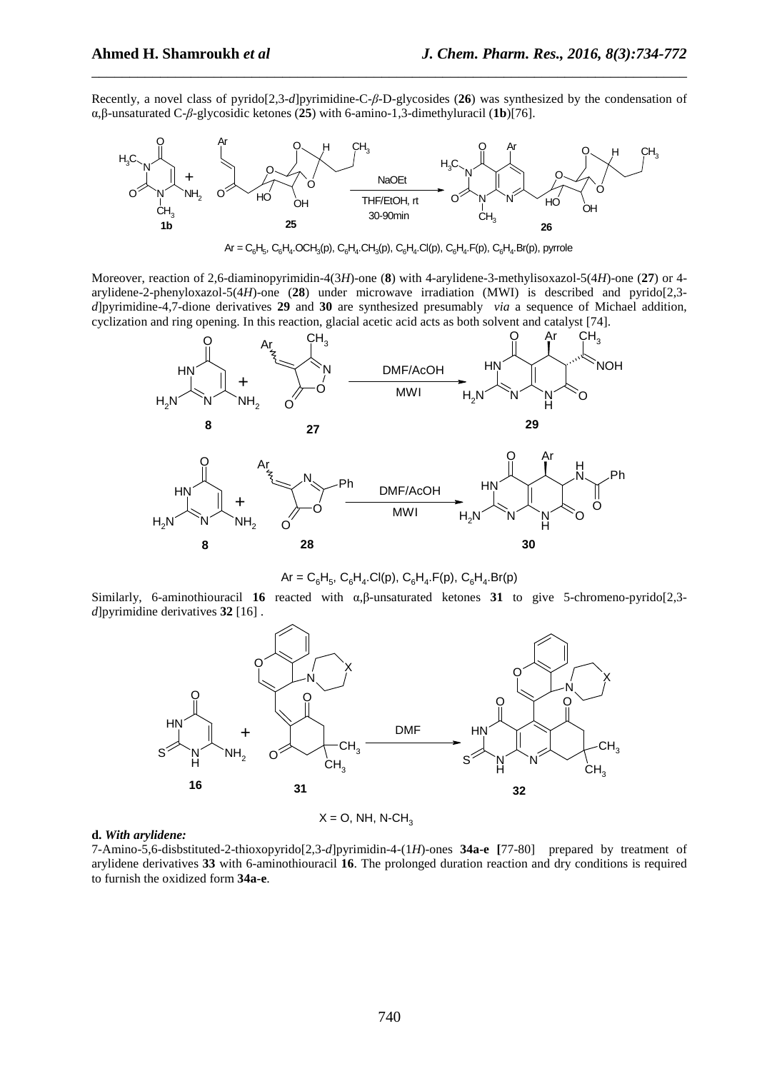Recently, a novel class of pyrido[2,3-*d*]pyrimidine-C-*β*-D-glycosides (**26**) was synthesized by the condensation of α,β-unsaturated C-*β*-glycosidic ketones (**25**) with 6-amino-1,3-dimethyluracil (**1b**)[76].

Ar = $C_6H_5$, $C_6H_4.OCH_3(p)$, $C_6H_4.CH_3(p)$, $C_6H_4.Cl(p)$, $C_6H_4.F(p)$, $C_6H_4.Br(p)$, pyrrole

Moreover, reaction of 2,6-diaminopyrimidin-4(3*H*)-one (**8**) with 4-arylidene-3-methylisoxazol-5(4*H*)-one (**27**) or 4-arylidene-2-phenyloxazol-5(4*H*)-one (**28**) under microwave irradiation (MWI) is described and pyrido[2,3-*d*]pyrimidine-4,7-dione derivatives **29** and **30** are synthesized presumably *via* a sequence of Michael addition, cyclization and ring opening. In this reaction, glacial acetic acid acts as both solvent and catalyst [74].

Ar = $C_6H_5$, $C_6H_4.Cl(p)$, $C_6H_4.F(p)$, $C_6H_4.Br(p)$

Similarly, 6-aminothiouracil **16** reacted with α,β-unsaturated ketones **31** to give 5-chromeno-pyrido[2,3-*d*]pyrimidine derivatives **32** [16] .

X = O, NH, N-$CH_3$

**d.** ***With arylidene:***

7-Amino-5,6-disbstituted-2-thioxopyrido[2,3-*d*]pyrimidin-4-(1*H*)-ones **34a-e [**77-80] prepared by treatment of arylidene derivatives **33** with 6-aminothiouracil **16**. The prolonged duration reaction and dry conditions is required to furnish the oxidized form **34a-e**.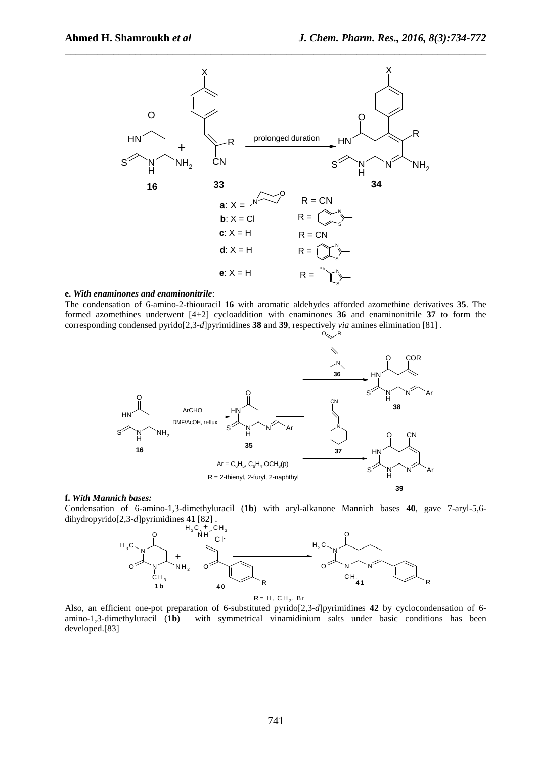**e.** ***With enaminones and enaminonitrile***:

The condensation of 6-amino-2-thiouracil **16** with aromatic aldehydes afforded azomethine derivatives **35**. The formed azomethines underwent [4+2] cycloaddition with enaminones **36** and enaminonitrile **37** to form the corresponding condensed pyrido[2,3-*d*]pyrimidines **38** and **39**, respectively *via* amines elimination [81] .

**f.** ***With Mannich bases:***

Condensation of 6-amino-1,3-dimethyluracil (**1b**) with aryl-alkanone Mannich bases **40**, gave 7-aryl-5,6-dihydropyrido[2,3-*d*]pyrimidines **41** [82] .

Also, an efficient one-pot preparation of 6-substituted pyrido[2,3-*d*]pyrimidines **42** by cyclocondensation of 6-amino-1,3-dimethyluracil (**1b**) with symmetrical vinamidinium salts under basic conditions has been developed.[83]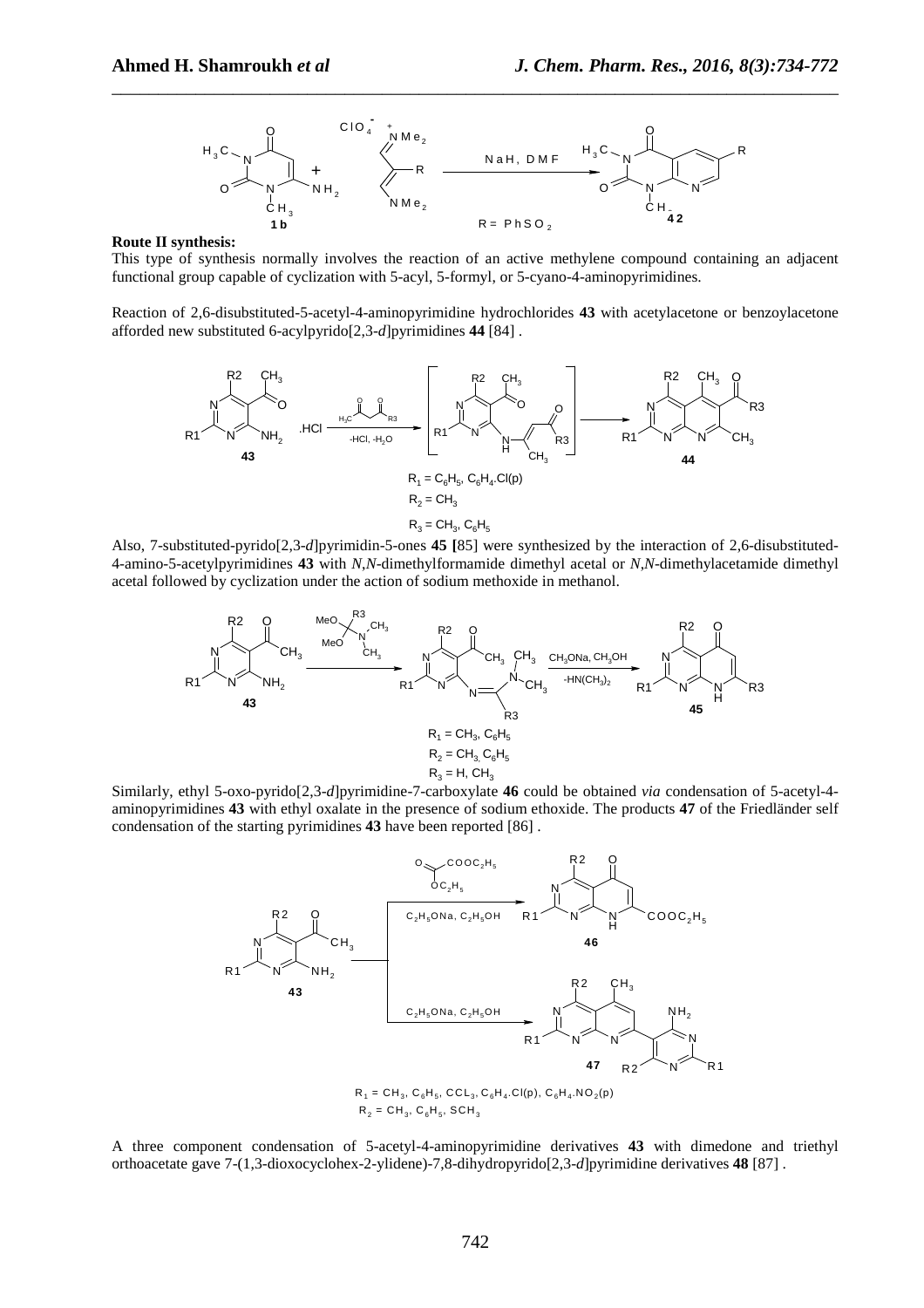**Route II synthesis:**

This type of synthesis normally involves the reaction of an active methylene compound containing an adjacent functional group capable of cyclization with 5-acyl, 5-formyl, or 5-cyano-4-aminopyrimidines.

Reaction of 2,6-disubstituted-5-acetyl-4-aminopyrimidine hydrochlorides **43** with acetylacetone or benzoylacetone afforded new substituted 6-acylpyrido[2,3-*d*]pyrimidines **44** [84] .

$R_1 = C_6H_5, C_6H_4.Cl(p)$

$R_2 = CH_3$

$R_3 = CH_3, C_6H_5$

Also, 7-substituted-pyrido[2,3-*d*]pyrimidin-5-ones **45** [85] were synthesized by the interaction of 2,6-disubstituted-4-amino-5-acetylpyrimidines **43** with *N*,*N*-dimethylformamide dimethyl acetal or *N*,*N*-dimethylacetamide dimethyl acetal followed by cyclization under the action of sodium methoxide in methanol.

$R_1 = CH_3, C_6H_5$

$R_2 = CH_3, C_6H_5$

$R_3 = H, CH_3$

Similarly, ethyl 5-oxo-pyrido[2,3-*d*]pyrimidine-7-carboxylate **46** could be obtained *via* condensation of 5-acetyl-4-aminopyrimidines **43** with ethyl oxalate in the presence of sodium ethoxide. The products **47** of the Friedländer self condensation of the starting pyrimidines **43** have been reported [86] .

$R_1 = CH_3, C_6H_5, CCl_3, C_6H_4.Cl(p), C_6H_4.NO_2(p)$

$R_2 = CH_3, C_6H_5, SCH_3$

A three component condensation of 5-acetyl-4-aminopyrimidine derivatives **43** with dimedone and triethyl orthoacetate gave 7-(1,3-dioxocyclohex-2-ylidene)-7,8-dihydropyrido[2,3-*d*]pyrimidine derivatives **48** [87] .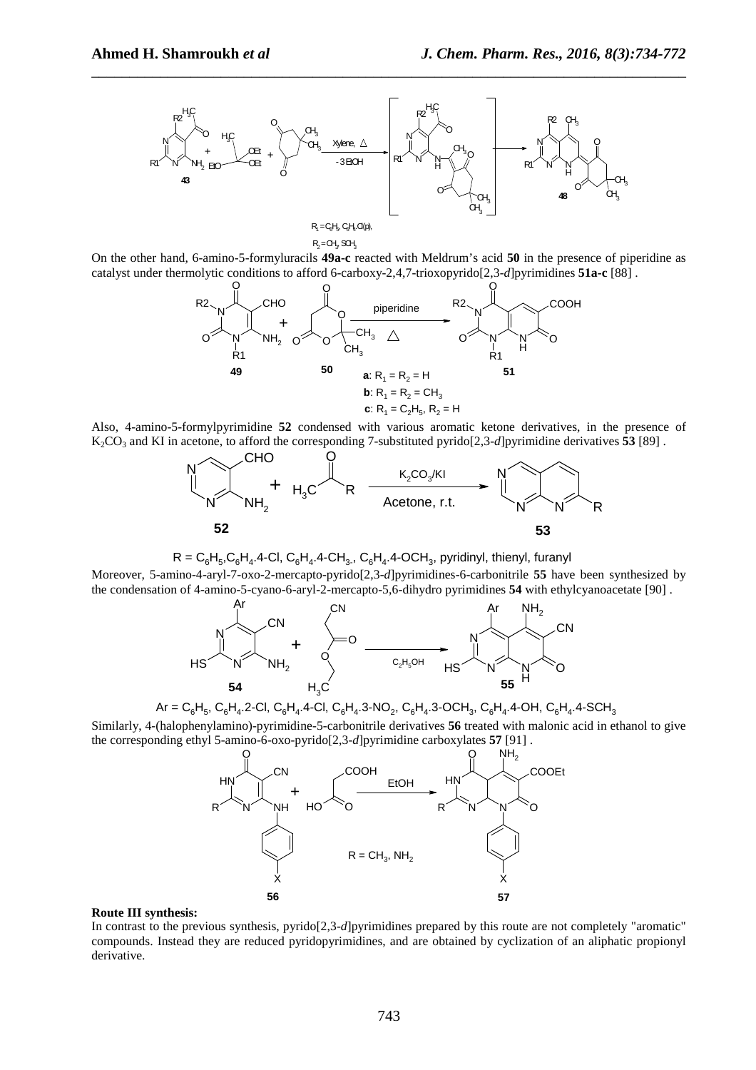$R_1 = C_6H_5, C_6H_4Cl(p)$,

$R_2 = CH_3, SCH_3$

On the other hand, 6-amino-5-formyluracils **49a-c** reacted with Meldrum's acid **50** in the presence of piperidine as catalyst under thermolytic conditions to afford 6-carboxy-2,4,7-trioxopyrido[2,3-*d*]pyrimidines **51a-c** [88] .

**a**: $R_1 = R_2 = H$

**b**: $R_1 = R_2 = CH_3$

**c**: $R_1 = C_2H_5$, $R_2 = H$

Also, 4-amino-5-formylpyrimidine **52** condensed with various aromatic ketone derivatives, in the presence of $K_2CO_3$ and KI in acetone, to afford the corresponding 7-substituted pyrido[2,3-*d*]pyrimidine derivatives **53** [89] .

$R = C_6H_5, C_6H_4.4\text{-}Cl, C_6H_4.4\text{-}CH_3, C_6H_4.4\text{-}OCH_3$, pyridinyl, thienyl, furanyl

Moreover, 5-amino-4-aryl-7-oxo-2-mercapto-pyrido[2,3-*d*]pyrimidines-6-carbonitrile **55** have been synthesized by the condensation of 4-amino-5-cyano-6-aryl-2-mercapto-5,6-dihydro pyrimidines **54** with ethylcyanoacetate [90] .

$Ar = C_6H_5, C_6H_4.2\text{-}Cl, C_6H_4.4\text{-}Cl, C_6H_4.3\text{-}NO_2, C_6H_4.3\text{-}OCH_3, C_6H_4.4\text{-}OH, C_6H_4.4\text{-}SCH_3$

Similarly, 4-(halophenylamino)-pyrimidine-5-carbonitrile derivatives **56** treated with malonic acid in ethanol to give the corresponding ethyl 5-amino-6-oxo-pyrido[2,3-*d*]pyrimidine carboxylates **57** [91] .

$R = CH_3, NH_2$

**Route III synthesis:**

In contrast to the previous synthesis, pyrido[2,3-*d*]pyrimidines prepared by this route are not completely "aromatic" compounds. Instead they are reduced pyridopyrimidines, and are obtained by cyclization of an aliphatic propionyl derivative.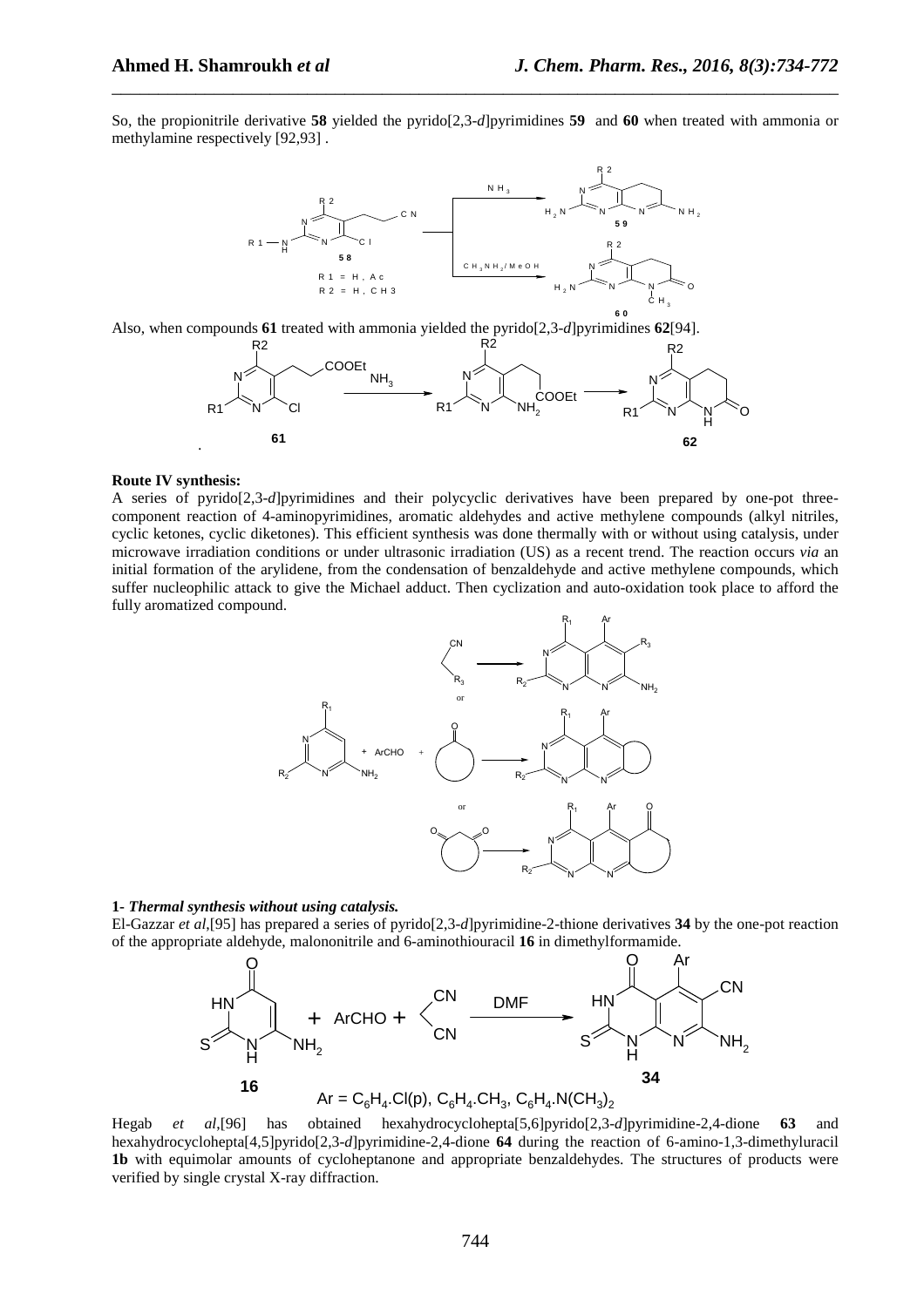So, the propionitrile derivative **58** yielded the pyrido[2,3-*d*]pyrimidines **59** and **60** when treated with ammonia or methylamine respectively [92,93] .

Also, when compounds **61** treated with ammonia yielded the pyrido[2,3-*d*]pyrimidines **62**[94].

**Route IV synthesis:**

A series of pyrido[2,3-*d*]pyrimidines and their polycyclic derivatives have been prepared by one-pot three-component reaction of 4-aminopyrimidines, aromatic aldehydes and active methylene compounds (alkyl nitriles, cyclic ketones, cyclic diketones). This efficient synthesis was done thermally with or without using catalysis, under microwave irradiation conditions or under ultrasonic irradiation (US) as a recent trend. The reaction occurs *via* an initial formation of the arylidene, from the condensation of benzaldehyde and active methylene compounds, which suffer nucleophilic attack to give the Michael adduct. Then cyclization and auto-oxidation took place to afford the fully aromatized compound.

**1-** ***Thermal synthesis without using catalysis.***

El-Gazzar *et al*,[95] has prepared a series of pyrido[2,3-*d*]pyrimidine-2-thione derivatives **34** by the one-pot reaction of the appropriate aldehyde, malononitrile and 6-aminothiouracil **16** in dimethylformamide.

Ar = $C_6H_4.Cl(p)$, $C_6H_4.CH_3$, $C_6H_4.N(CH_3)_2$

Hegab *et al*,[96] has obtained hexahydrocyclohepta[5,6]pyrido[2,3-*d*]pyrimidine-2,4-dione **63** and hexahydrocyclohepta[4,5]pyrido[2,3-*d*]pyrimidine-2,4-dione **64** during the reaction of 6-amino-1,3-dimethyluracil **1b** with equimolar amounts of cycloheptanone and appropriate benzaldehydes. The structures of products were verified by single crystal X-ray diffraction.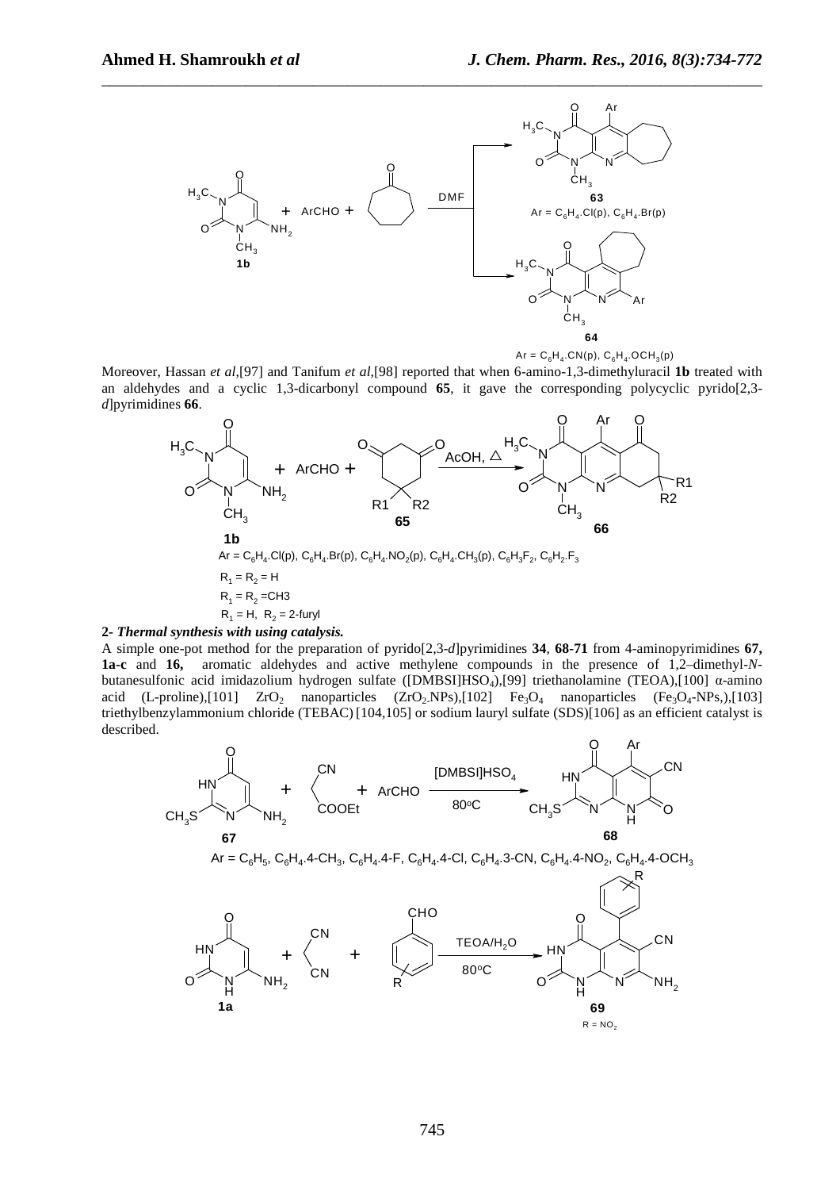$Ar = C_6H_4.Cl(p), C_6H_4.Br(p)$

$Ar = C_6H_4.CN(p), C_6H_4.OCH_3(p)$

Moreover, Hassan *et al*,[97] and Tanifum *et al*,[98] reported that when 6-amino-1,3-dimethyluracil **1b** treated with an aldehydes and a cyclic 1,3-dicarbonyl compound **65**, it gave the corresponding polycyclic pyrido[2,3-*d*]pyrimidines **66**.

$Ar = C_6H_4.Cl(p), C_6H_4.Br(p), C_6H_4.NO_2(p), C_6H_4.CH_3(p), C_6H_3F_2, C_6H_2.F_3$

$R_1 = R_2 = H$

$R_1 = R_2 = CH3$

$R_1 = H$, $R_2$ = 2-furyl

**2- *Thermal synthesis with using catalysis.***

A simple one-pot method for the preparation of pyrido[2,3-*d*]pyrimidines **34**, **68-71** from 4-aminopyrimidines **67, 1a-c** and **16,** aromatic aldehydes and active methylene compounds in the presence of 1,2–dimethyl-*N*-butanesulfonic acid imidazolium hydrogen sulfate ([DMBSI]$HSO_4$),[99] triethanolamine (TEOA),[100] α-amino acid (L-proline),[101] $ZrO_2$ nanoparticles ($ZrO_2$.NPs),[102] $Fe_3O_4$ nanoparticles ($Fe_3O_4$-NPs,),[103] triethylbenzylammonium chloride (TEBAC) [104,105] or sodium lauryl sulfate (SDS)[106] as an efficient catalyst is described.

$Ar = C_6H_5, C_6H_4.4\text{-}CH_3, C_6H_4.4\text{-}F, C_6H_4.4\text{-}Cl, C_6H_4.3\text{-}CN, C_6H_4.4\text{-}NO_2, C_6H_4.4\text{-}OCH_3$

$R = NO_2$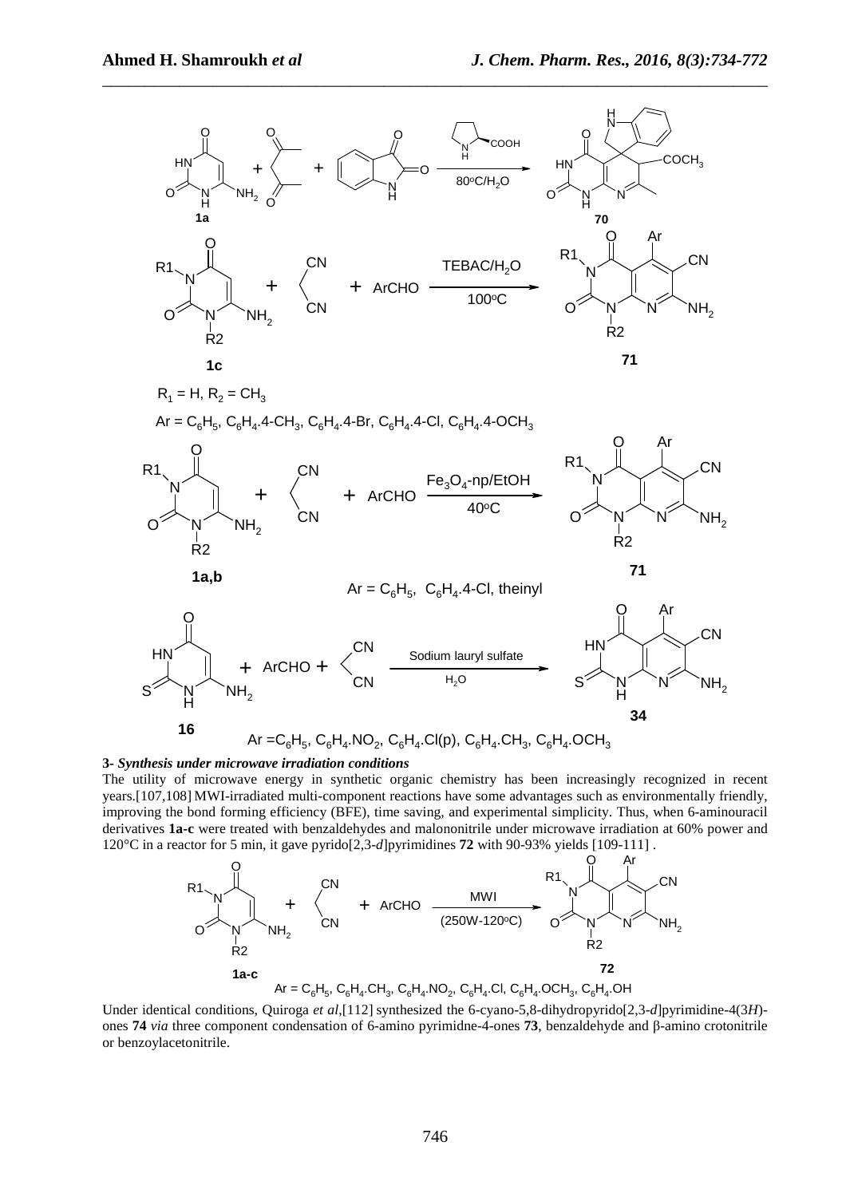$R_1$ = H, $R_2$ = $CH_3$

Ar = $C_6H_5$, $C_6H_4$.4-$CH_3$, $C_6H_4$.4-Br, $C_6H_4$.4-Cl, $C_6H_4$.4-$OCH_3$

Ar = $C_6H_5$, $C_6H_4$.4-Cl, theinyl

Ar =$C_6H_5$, $C_6H_4$.$NO_2$, $C_6H_4$.Cl(p), $C_6H_4$.$CH_3$, $C_6H_4$.$OCH_3$

**3- *Synthesis under microwave irradiation conditions***

The utility of microwave energy in synthetic organic chemistry has been increasingly recognized in recent years.[107,108] MWI-irradiated multi-component reactions have some advantages such as environmentally friendly, improving the bond forming efficiency (BFE), time saving, and experimental simplicity. Thus, when 6-aminouracil derivatives **1a-c** were treated with benzaldehydes and malononitrile under microwave irradiation at 60% power and 120°C in a reactor for 5 min, it gave pyrido[2,3-*d*]pyrimidines **72** with 90-93% yields [109-111] .

Ar = $C_6H_5$, $C_6H_4$.$CH_3$, $C_6H_4$.$NO_2$, $C_6H_4$.Cl, $C_6H_4$.$OCH_3$, $C_6H_4$.OH

Under identical conditions, Quiroga *et al*,[112] synthesized the 6-cyano-5,8-dihydropyrido[2,3-*d*]pyrimidine-4(3*H*)-ones **74** *via* three component condensation of 6-amino pyrimidne-4-ones **73**, benzaldehyde and β-amino crotonitrile or benzoylacetonitrile.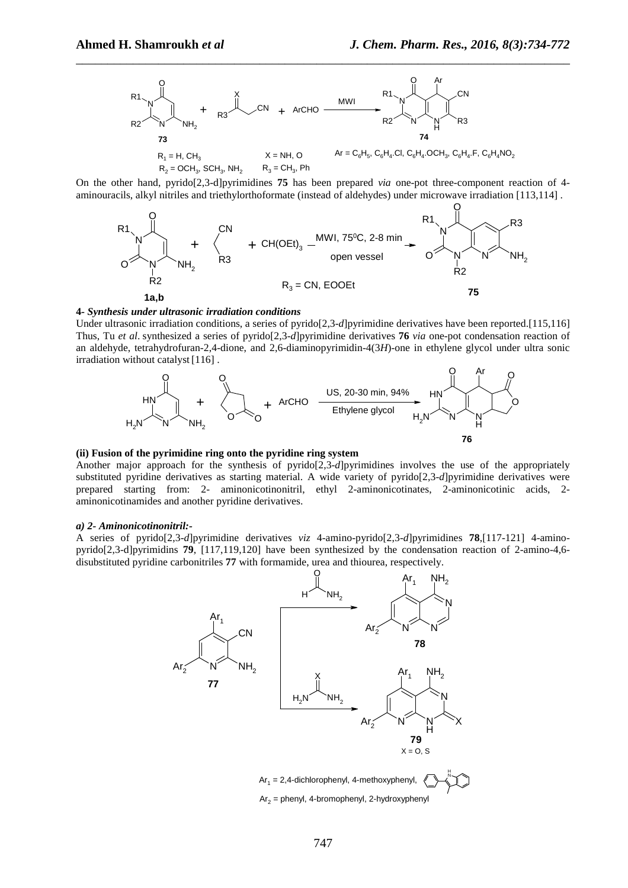On the other hand, pyrido[2,3-d]pyrimidines **75** has been prepared *via* one-pot three-component reaction of 4-aminouracils, alkyl nitriles and triethylorthoformate (instead of aldehydes) under microwave irradiation [113,114] .

**4-** ***Synthesis under ultrasonic irradiation conditions***

Under ultrasonic irradiation conditions, a series of pyrido[2,3-*d*]pyrimidine derivatives have been reported.[115,116] Thus, Tu *et al*. synthesized a series of pyrido[2,3-*d*]pyrimidine derivatives **76** *via* one-pot condensation reaction of an aldehyde, tetrahydrofuran-2,4-dione, and 2,6-diaminopyrimidin-4(3*H*)-one in ethylene glycol under ultra sonic irradiation without catalyst [116] .

**(ii) Fusion of the pyrimidine ring onto the pyridine ring system**

Another major approach for the synthesis of pyrido[2,3-*d*]pyrimidines involves the use of the appropriately substituted pyridine derivatives as starting material. A wide variety of pyrido[2,3-*d*]pyrimidine derivatives were prepared starting from: 2- aminonicotinonitril, ethyl 2-aminonicotinates, 2-aminonicotinic acids, 2-aminonicotinamides and another pyridine derivatives.

***a) 2- Aminonicotinonitril:-***

A series of pyrido[2,3-*d*]pyrimidine derivatives *viz* 4-amino-pyrido[2,3-*d*]pyrimidines **78**,[117-121] 4-amino-pyrido[2,3-d]pyrimidins **79**, [117,119,120] have been synthesized by the condensation reaction of 2-amino-4,6-disubstituted pyridine carbonitriles **77** with formamide, urea and thiourea, respectively.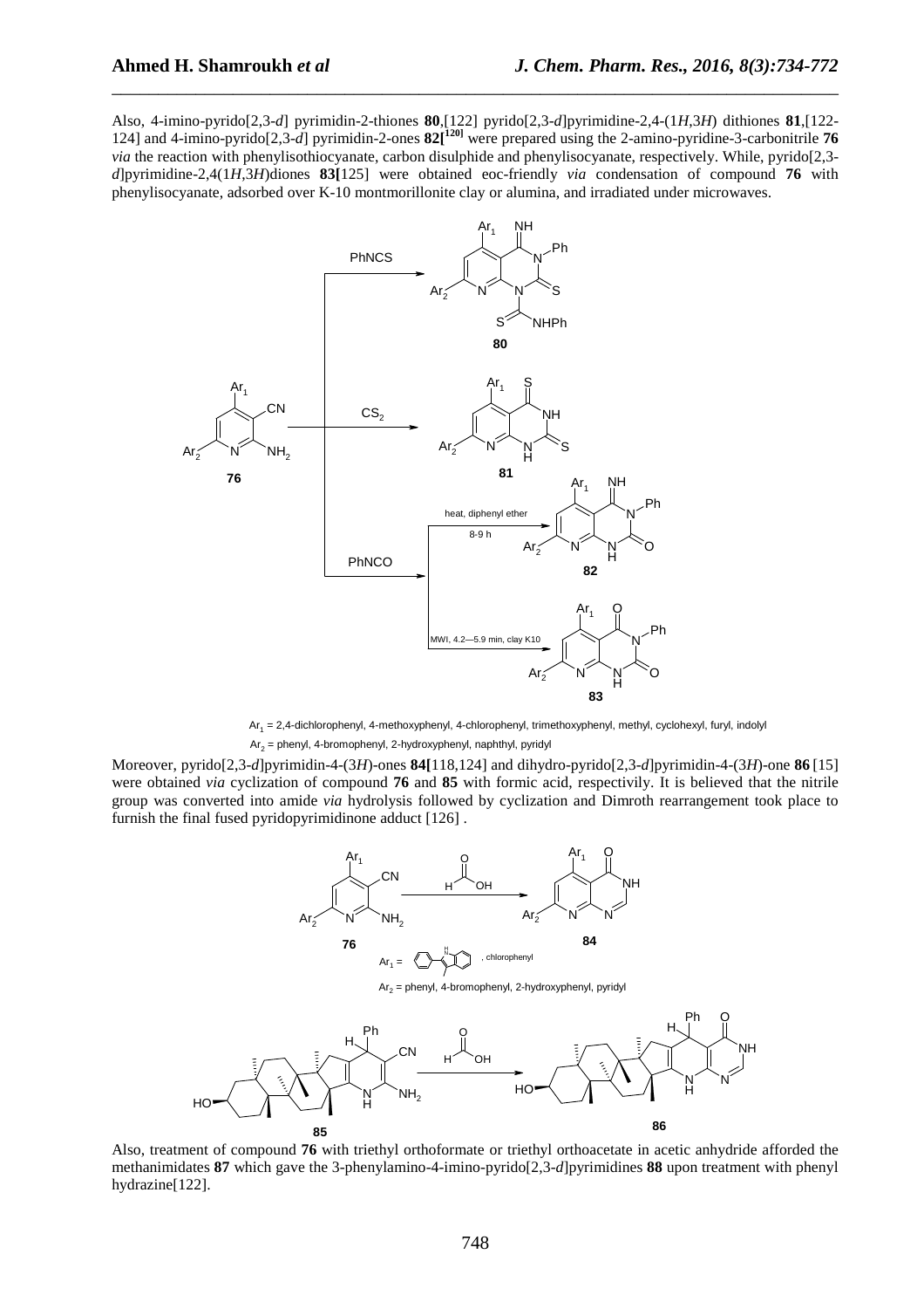Also, 4-imino-pyrido[2,3-*d*] pyrimidin-2-thiones **80**,[122] pyrido[2,3-*d*]pyrimidine-2,4-(1*H*,3*H*) dithiones **81**,[122-124] and 4-imino-pyrido[2,3-*d*] pyrimidin-2-ones **82**[120] were prepared using the 2-amino-pyridine-3-carbonitrile **76** *via* the reaction with phenylisothiocyanate, carbon disulphide and phenylisocyanate, respectively. While, pyrido[2,3-*d*]pyrimidine-2,4(1*H*,3*H*)diones **83**[125] were obtained eoc-friendly *via* condensation of compound **76** with phenylisocyanate, adsorbed over K-10 montmorillonite clay or alumina, and irradiated under microwaves.

$Ar_1$ = 2,4-dichlorophenyl, 4-methoxyphenyl, 4-chlorophenyl, trimethoxyphenyl, methyl, cyclohexyl, furyl, indolyl
$Ar_2$ = phenyl, 4-bromophenyl, 2-hydroxyphenyl, naphthyl, pyridyl

Moreover, pyrido[2,3-*d*]pyrimidin-4-(3*H*)-ones **84**[118,124] and dihydro-pyrido[2,3-*d*]pyrimidin-4-(3*H*)-one **86** [15] were obtained *via* cyclization of compound **76** and **85** with formic acid, respectivily. It is believed that the nitrile group was converted into amide *via* hydrolysis followed by cyclization and Dimroth rearrangement took place to furnish the final fused pyridopyrimidinone adduct [126] .

$Ar_1$ = (2-phenylindol-3-yl), chlorophenyl
$Ar_2$ = phenyl, 4-bromophenyl, 2-hydroxyphenyl, pyridyl

Also, treatment of compound **76** with triethyl orthoformate or triethyl orthoacetate in acetic anhydride afforded the methanimidates **87** which gave the 3-phenylamino-4-imino-pyrido[2,3-*d*]pyrimidines **88** upon treatment with phenyl hydrazine[122].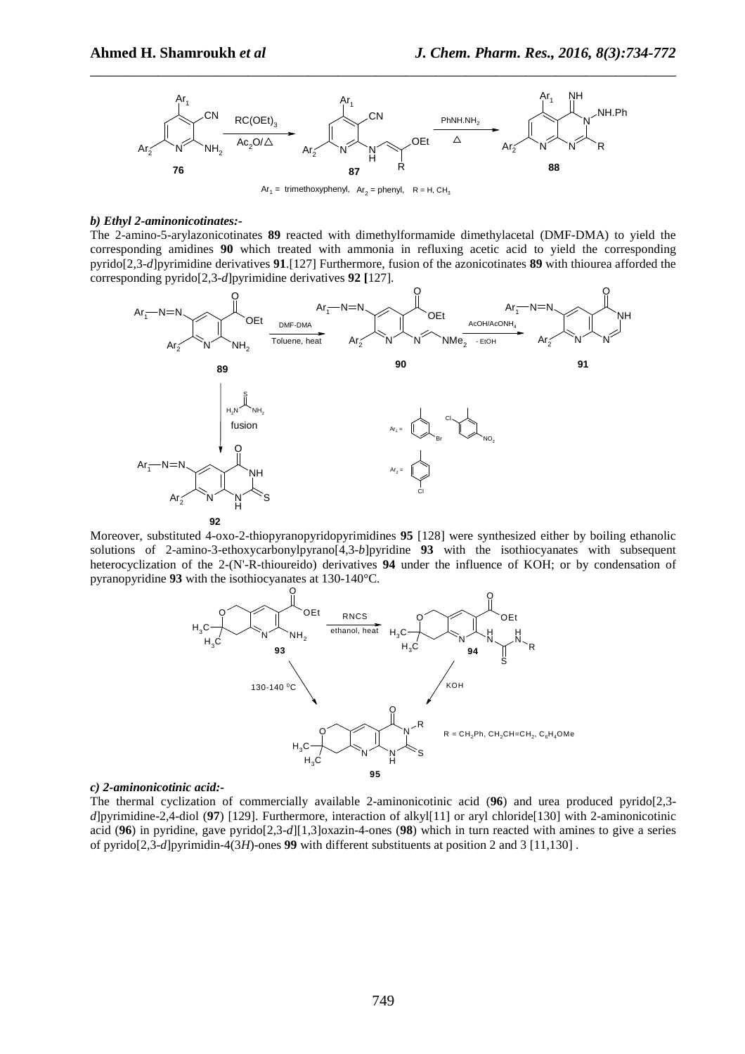$Ar_1$ = trimethoxyphenyl, $Ar_2$ = phenyl, R = H, $CH_3$

***b) Ethyl 2-aminonicotinates:-***

The 2-amino-5-arylazonicotinates **89** reacted with dimethylformamide dimethylacetal (DMF-DMA) to yield the corresponding amidines **90** which treated with ammonia in refluxing acetic acid to yield the corresponding pyrido[2,3-*d*]pyrimidine derivatives **91**.[127] Furthermore, fusion of the azonicotinates **89** with thiourea afforded the corresponding pyrido[2,3-*d*]pyrimidine derivatives **92 [**127].

Moreover, substituted 4-oxo-2-thiopyranopyridopyrimidines **95** [128] were synthesized either by boiling ethanolic solutions of 2-amino-3-ethoxycarbonylpyrano[4,3-*b*]pyridine **93** with the isothiocyanates with subsequent heterocyclization of the 2-(N'-R-thioureido) derivatives **94** under the influence of KOH; or by condensation of pyranopyridine **93** with the isothiocyanates at 130-140°C.

R = $CH_2Ph$, $CH_2CH{=}CH_2$, $C_6H_4OMe$

***c) 2-aminonicotinic acid:-***

The thermal cyclization of commercially available 2-aminonicotinic acid (**96**) and urea produced pyrido[2,3-*d*]pyrimidine-2,4-diol (**97**) [129]. Furthermore, interaction of alkyl[11] or aryl chloride[130] with 2-aminonicotinic acid (**96**) in pyridine, gave pyrido[2,3-*d*][1,3]oxazin-4-ones (**98**) which in turn reacted with amines to give a series of pyrido[2,3-*d*]pyrimidin-4(3*H*)-ones **99** with different substituents at position 2 and 3 [11,130] .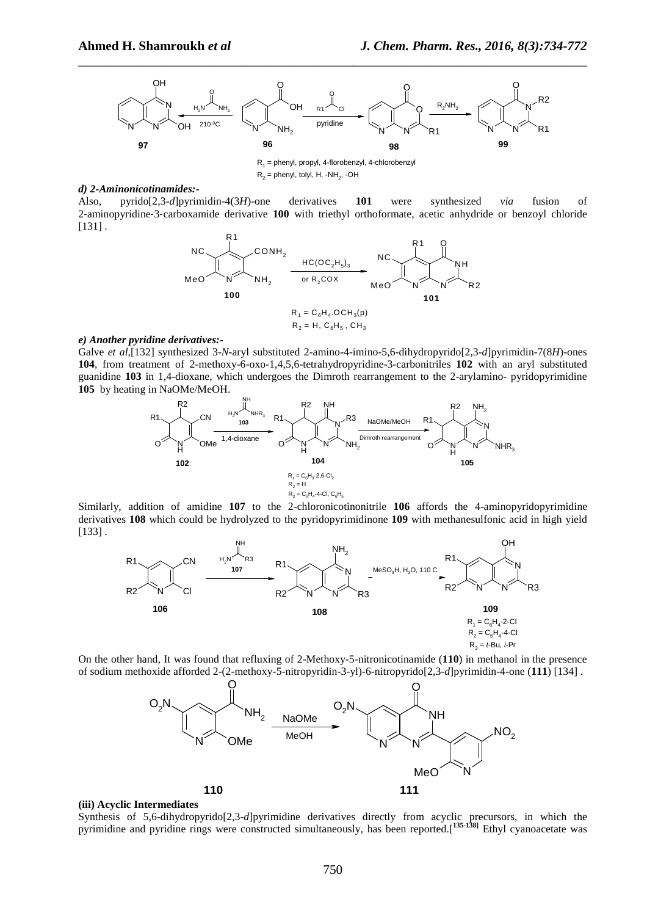$R_1$ = phenyl, propyl, 4-florobenzyl, 4-chlorobenzyl

$R_2$ = phenyl, tolyl, H, $-NH_2$, -OH

***d) 2-Aminonicotinamides:-***

Also, pyrido[2,3-*d*]pyrimidin-4(3*H*)-one derivatives **101** were synthesized *via* fusion of 2-aminopyridine-3-carboxamide derivative **100** with triethyl orthoformate, acetic anhydride or benzoyl chloride [131] .

$R_1 = C_6H_4.OCH_3(p)$

$R_2$ = H, $C_6H_5$ , $CH_3$

***e) Another pyridine derivatives:-***

Galve *et al*,[132] synthesized 3-*N*-aryl substituted 2-amino-4-imino-5,6-dihydropyrido[2,3-*d*]pyrimidin-7(8*H*)-ones **104**, from treatment of 2-methoxy-6-oxo-1,4,5,6-tetrahydropyridine-3-carbonitriles **102** with an aryl substituted guanidine **103** in 1,4-dioxane, which undergoes the Dimroth rearrangement to the 2-arylamino- pyridopyrimidine **105** by heating in NaOMe/MeOH.

$R_1 = C_6H_3$-2,6-$Cl_2$

$R_2$ = H

$R_3 = C_6H_4$-4-Cl, $C_6H_5$

Similarly, addition of amidine **107** to the 2-chloronicotinonitrile **106** affords the 4-aminopyridopyrimidine derivatives **108** which could be hydrolyzed to the pyridopyrimidinone **109** with methanesulfonic acid in high yield [133] .

$R_1 = C_6H_4$-2-Cl

$R_2 = C_6H_4$-4-Cl

$R_3$ = *t*-Bu, *i*-Pr

On the other hand, It was found that refluxing of 2-Methoxy-5-nitronicotinamide (**110**) in methanol in the presence of sodium methoxide afforded 2-(2-methoxy-5-nitropyridin-3-yl)-6-nitropyrido[2,3-*d*]pyrimidin-4-one (**111**) [134] .

**(iii) Acyclic Intermediates**

Synthesis of 5,6-dihydropyrido[2,3-*d*]pyrimidine derivatives directly from acyclic precursors, in which the pyrimidine and pyridine rings were constructed simultaneously, has been reported.[135-138] Ethyl cyanoacetate was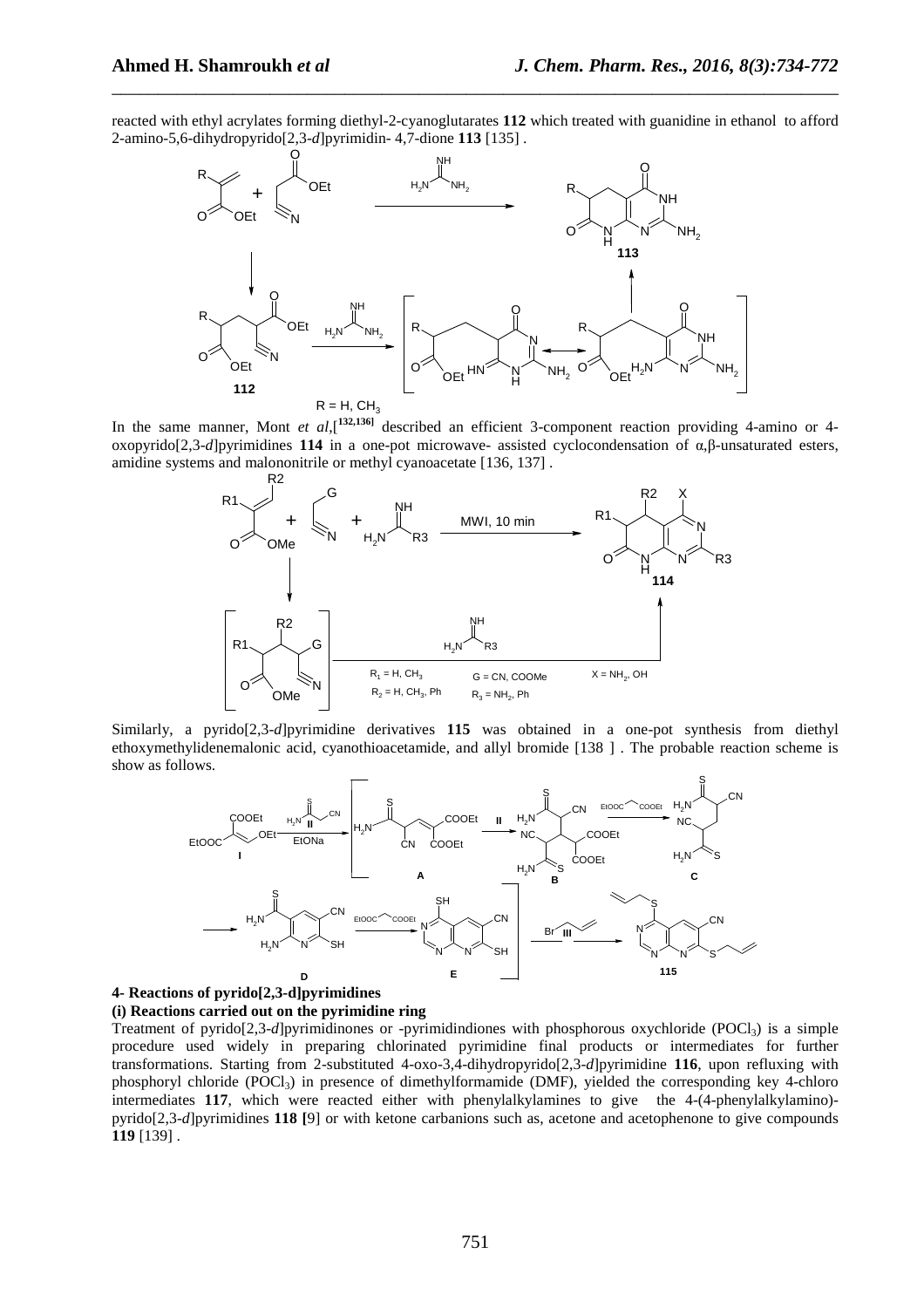reacted with ethyl acrylates forming diethyl-2-cyanoglutarates **112** which treated with guanidine in ethanol to afford 2-amino-5,6-dihydropyrido[2,3-*d*]pyrimidin- 4,7-dione **113** [135] .

$R = H, CH_3$

In the same manner, Mont *et al*,[132,136] described an efficient 3-component reaction providing 4-amino or 4-oxopyrido[2,3-*d*]pyrimidines **114** in a one-pot microwave- assisted cyclocondensation of α,β-unsaturated esters, amidine systems and malononitrile or methyl cyanoacetate [136, 137] .

$R_1 = H, CH_3$; $R_2 = H, CH_3, Ph$; G = CN, COOMe; $R_3 = NH_2$, Ph; $X = NH_2$, OH

Similarly, a pyrido[2,3-*d*]pyrimidine derivatives **115** was obtained in a one-pot synthesis from diethyl ethoxymethylidenemalonic acid, cyanothioacetamide, and allyl bromide [138 ] . The probable reaction scheme is show as follows.

## 4- Reactions of pyrido[2,3-d]pyrimidines

### (i) Reactions carried out on the pyrimidine ring

Treatment of pyrido[2,3-*d*]pyrimidinones or -pyrimidindiones with phosphorous oxychloride ($POCl_3$) is a simple procedure used widely in preparing chlorinated pyrimidine final products or intermediates for further transformations. Starting from 2-substituted 4-oxo-3,4-dihydropyrido[2,3-*d*]pyrimidine **116**, upon refluxing with phosphoryl chloride ($POCl_3$) in presence of dimethylformamide (DMF), yielded the corresponding key 4-chloro intermediates **117**, which were reacted either with phenylalkylamines to give the 4-(4-phenylalkylamino)-pyrido[2,3-*d*]pyrimidines **118 [**9] or with ketone carbanions such as, acetone and acetophenone to give compounds **119** [139] .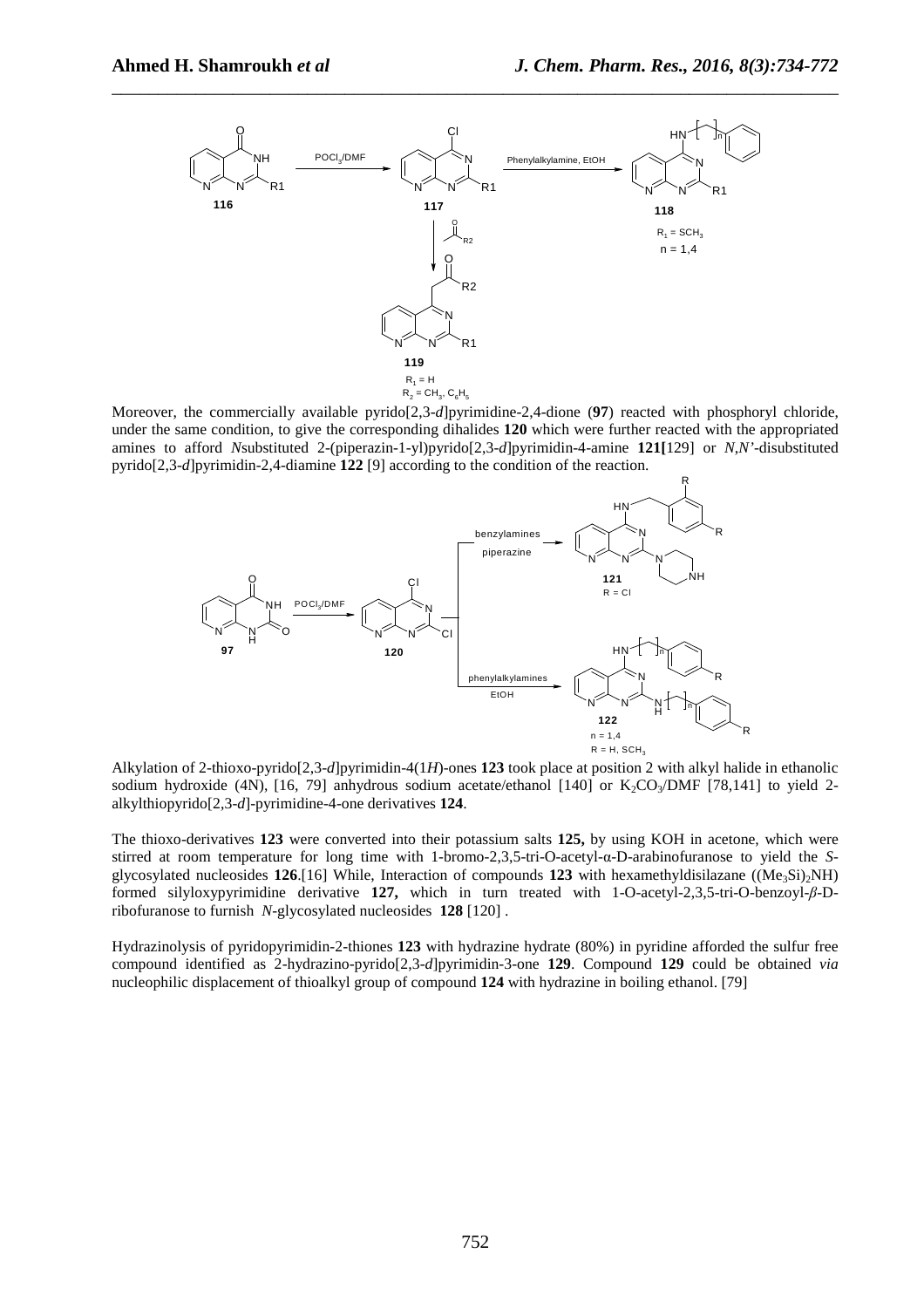Moreover, the commercially available pyrido[2,3-*d*]pyrimidine-2,4-dione (**97**) reacted with phosphoryl chloride, under the same condition, to give the corresponding dihalides **120** which were further reacted with the appropriated amines to afford *N*substituted 2-(piperazin-1-yl)pyrido[2,3-*d*]pyrimidin-4-amine **121[**129] or *N,N'*-disubstituted pyrido[2,3-*d*]pyrimidin-2,4-diamine **122** [9] according to the condition of the reaction.

Alkylation of 2-thioxo-pyrido[2,3-*d*]pyrimidin-4(1*H*)-ones **123** took place at position 2 with alkyl halide in ethanolic sodium hydroxide (4N), [16, 79] anhydrous sodium acetate/ethanol [140] or $K_2CO_3$/DMF [78,141] to yield 2-alkylthiopyrido[2,3-*d*]-pyrimidine-4-one derivatives **124**.

The thioxo-derivatives **123** were converted into their potassium salts **125,** by using KOH in acetone, which were stirred at room temperature for long time with 1-bromo-2,3,5-tri-O-acetyl-α-D-arabinofuranose to yield the *S*-glycosylated nucleosides **126**.[16] While, Interaction of compounds **123** with hexamethyldisilazane ($(Me_3Si)_2NH$) formed silyloxypyrimidine derivative **127,** which in turn treated with 1-O-acetyl-2,3,5-tri-O-benzoyl-*β*-D-ribofuranose to furnish *N*-glycosylated nucleosides **128** [120] .

Hydrazinolysis of pyridopyrimidin-2-thiones **123** with hydrazine hydrate (80%) in pyridine afforded the sulfur free compound identified as 2-hydrazino-pyrido[2,3-*d*]pyrimidin-3-one **129**. Compound **129** could be obtained *via* nucleophilic displacement of thioalkyl group of compound **124** with hydrazine in boiling ethanol. [79]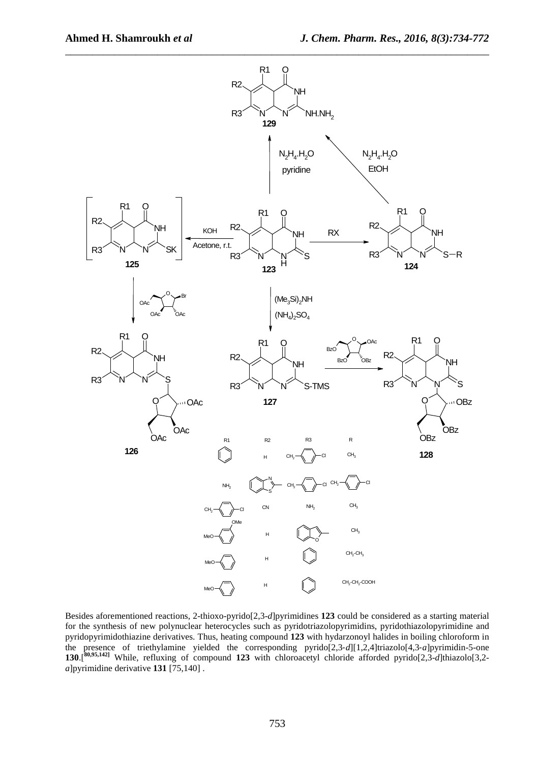| R1 | R2 | R3 | R |
|---|---|---|---|
| $C_6H_5$ | H | $CH_2$-$C_6H_4$-Cl | $CH_3$ |
| $NH_2$ | benzothiazol-2-yl | $CH_2$-$C_6H_4$-Cl | $CH_2$-$C_6H_4$-Cl |
| $CH_2$-$C_6H_4$-Cl | CN | $NH_2$ | $CH_3$ |
| 3,4-(MeO)$_2C_6H_3$ | H | benzofuran-2-yl | $CH_3$ |
| MeO-$C_6H_4$ | H | $C_6H_5$ | $CH_2$-$CH_3$ |
| MeO-$C_6H_4$ | H | $C_6H_5$ | $CH_2$-$CH_2$-COOH |

Besides aforementioned reactions, 2-thioxo-pyrido[2,3-*d*]pyrimidines **123** could be considered as a starting material for the synthesis of new polynuclear heterocycles such as pyridotriazolopyrimidins, pyridothiazolopyrimidine and pyridopyrimidothiazine derivatives. Thus, heating compound **123** with hydarzonoyl halides in boiling chloroform in the presence of triethylamine yielded the corresponding pyrido[2,3-*d*][1,2,4]triazolo[4,3-*a*]pyrimidin-5-one **130**.[80,95,142] While, refluxing of compound **123** with chloroacetyl chloride afforded pyrido[2,3-*d*]thiazolo[3,2-*a*]pyrimidine derivative **131** [75,140] .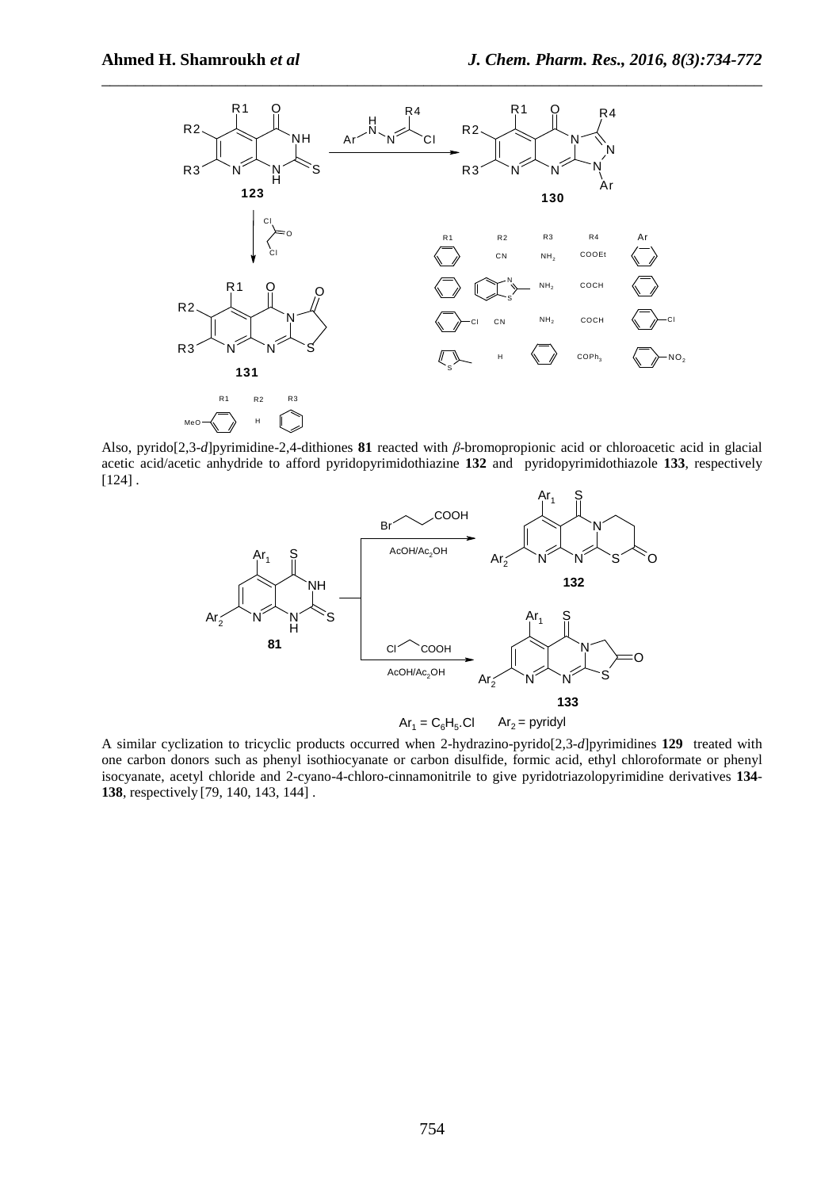Also, pyrido[2,3-*d*]pyrimidine-2,4-dithiones **81** reacted with *β*-bromopropionic acid or chloroacetic acid in glacial acetic acid/acetic anhydride to afford pyridopyrimidothiazine **132** and pyridopyrimidothiazole **133**, respectively [124] .

A similar cyclization to tricyclic products occurred when 2-hydrazino-pyrido[2,3-*d*]pyrimidines **129** treated with one carbon donors such as phenyl isothiocyanate or carbon disulfide, formic acid, ethyl chloroformate or phenyl isocyanate, acetyl chloride and 2-cyano-4-chloro-cinnamonitrile to give pyridotriazolopyrimidine derivatives **134**-**138**, respectively [79, 140, 143, 144] .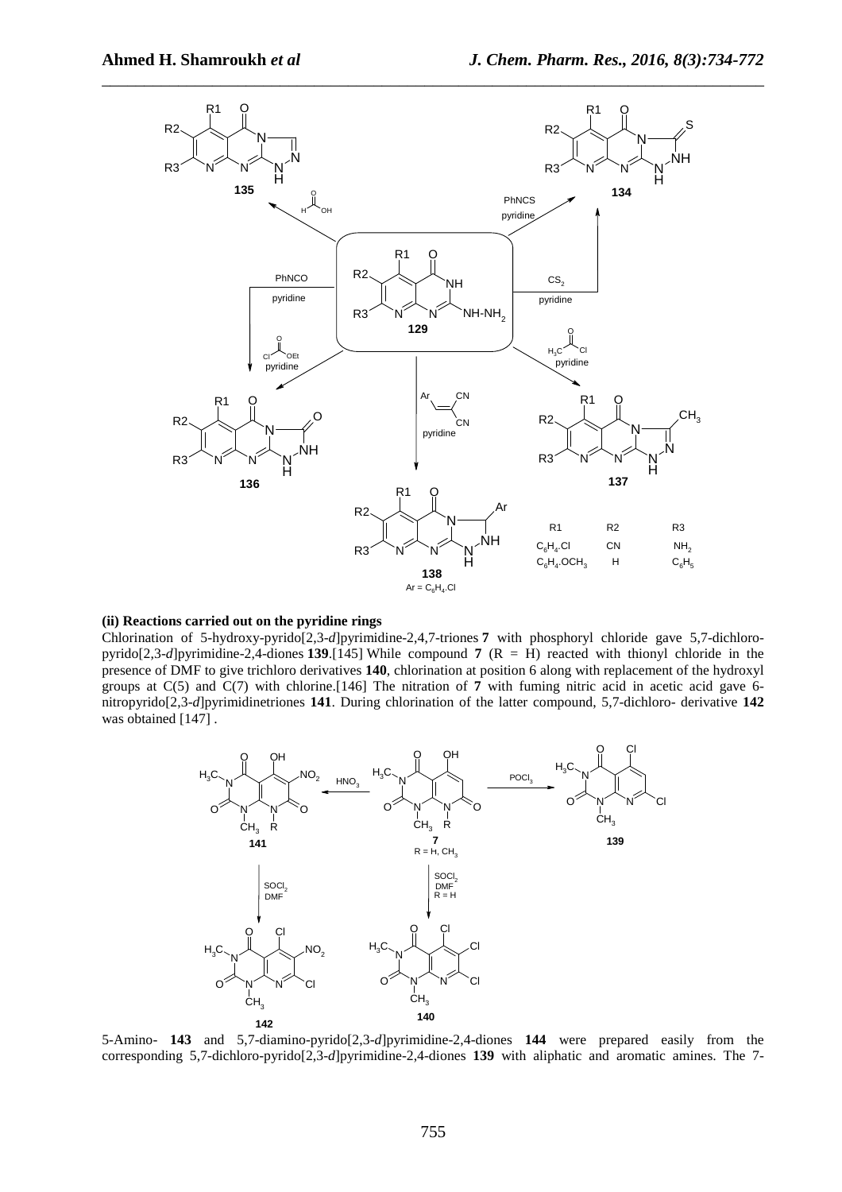| R1 | R2 | R3 |
| --- | --- | --- |
| $C_6H_4.Cl$ | CN | $NH_2$ |
| $C_6H_4.OCH_3$ | H | $C_6H_5$ |

**(ii) Reactions carried out on the pyridine rings**

Chlorination of 5-hydroxy-pyrido[2,3-*d*]pyrimidine-2,4,7-triones **7** with phosphoryl chloride gave 5,7-dichloro-pyrido[2,3-*d*]pyrimidine-2,4-diones **139**.[145] While compound **7** (R = H) reacted with thionyl chloride in the presence of DMF to give trichloro derivatives **140**, chlorination at position 6 along with replacement of the hydroxyl groups at C(5) and C(7) with chlorine.[146] The nitration of **7** with fuming nitric acid in acetic acid gave 6-nitropyrido[2,3-*d*]pyrimidinetriones **141**. During chlorination of the latter compound, 5,7-dichloro- derivative **142** was obtained [147] .

5-Amino- **143** and 5,7-diamino-pyrido[2,3-*d*]pyrimidine-2,4-diones **144** were prepared easily from the corresponding 5,7-dichloro-pyrido[2,3-*d*]pyrimidine-2,4-diones **139** with aliphatic and aromatic amines. The 7-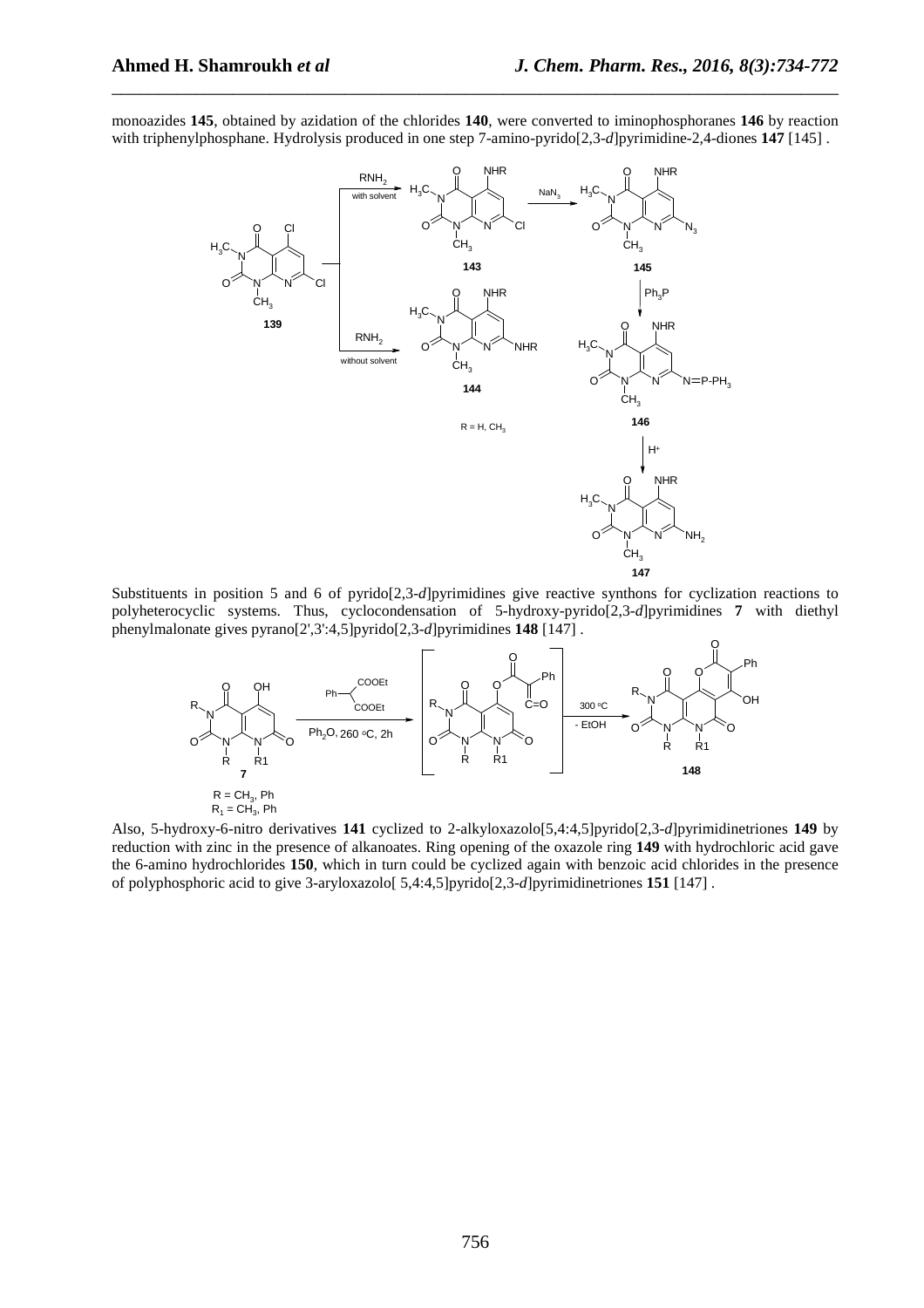monoazides **145**, obtained by azidation of the chlorides **140**, were converted to iminophosphoranes **146** by reaction with triphenylphosphane. Hydrolysis produced in one step 7-amino-pyrido[2,3-*d*]pyrimidine-2,4-diones **147** [145] .

Substituents in position 5 and 6 of pyrido[2,3-*d*]pyrimidines give reactive synthons for cyclization reactions to polyheterocyclic systems. Thus, cyclocondensation of 5-hydroxy-pyrido[2,3-*d*]pyrimidines **7** with diethyl phenylmalonate gives pyrano[2',3':4,5]pyrido[2,3-*d*]pyrimidines **148** [147] .

Also, 5-hydroxy-6-nitro derivatives **141** cyclized to 2-alkyloxazolo[5,4:4,5]pyrido[2,3-*d*]pyrimidinetriones **149** by reduction with zinc in the presence of alkanoates. Ring opening of the oxazole ring **149** with hydrochloric acid gave the 6-amino hydrochlorides **150**, which in turn could be cyclized again with benzoic acid chlorides in the presence of polyphosphoric acid to give 3-aryloxazolo[ 5,4:4,5]pyrido[2,3-*d*]pyrimidinetriones **151** [147] .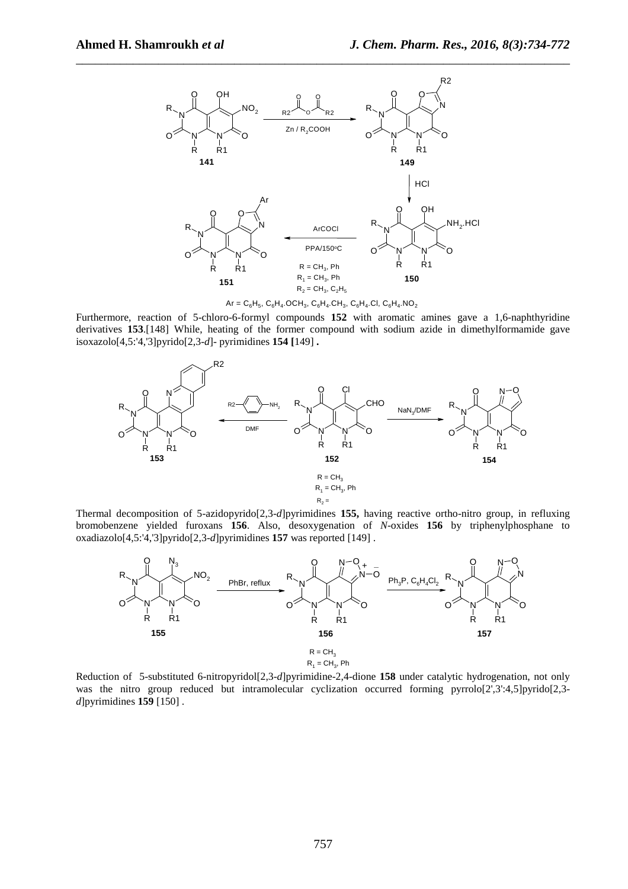Furthermore, reaction of 5-chloro-6-formyl compounds **152** with aromatic amines gave a 1,6-naphthyridine derivatives **153**.[148] While, heating of the former compound with sodium azide in dimethylformamide gave isoxazolo[4,5:'4,'3]pyrido[2,3-*d*]- pyrimidines **154** [149] **.**

Thermal decomposition of 5-azidopyrido[2,3-*d*]pyrimidines **155,** having reactive ortho-nitro group, in refluxing bromobenzene yielded furoxans **156**. Also, desoxygenation of *N*-oxides **156** by triphenylphosphane to oxadiazolo[4,5:'4,'3]pyrido[2,3-*d*]pyrimidines **157** was reported [149] .

Reduction of 5-substituted 6-nitropyridol[2,3-*d*]pyrimidine-2,4-dione **158** under catalytic hydrogenation, not only was the nitro group reduced but intramolecular cyclization occurred forming pyrrolo[2',3':4,5]pyrido[2,3-*d*]pyrimidines **159** [150] .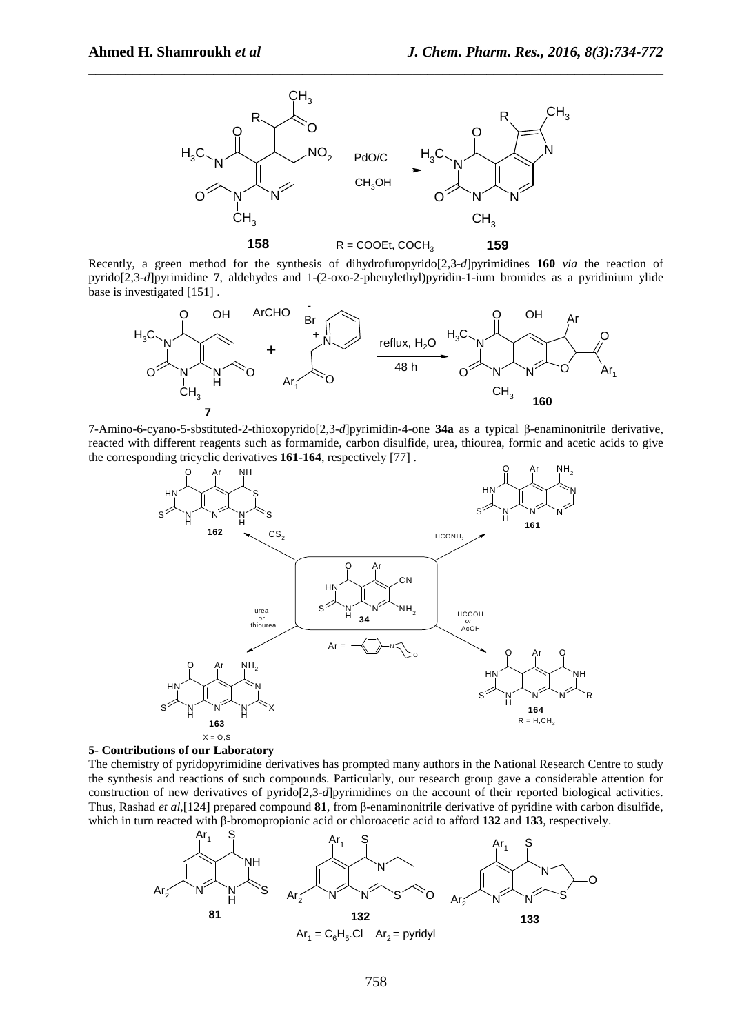Recently, a green method for the synthesis of dihydrofuropyrido[2,3-*d*]pyrimidines **160** *via* the reaction of pyrido[2,3-*d*]pyrimidine **7**, aldehydes and 1-(2-oxo-2-phenylethyl)pyridin-1-ium bromides as a pyridinium ylide base is investigated [151] .

7-Amino-6-cyano-5-sbstituted-2-thioxopyrido[2,3-*d*]pyrimidin-4-one **34a** as a typical β-enaminonitrile derivative, reacted with different reagents such as formamide, carbon disulfide, urea, thiourea, formic and acetic acids to give the corresponding tricyclic derivatives **161-164**, respectively [77] .

## 5- Contributions of our Laboratory

The chemistry of pyridopyrimidine derivatives has prompted many authors in the National Research Centre to study the synthesis and reactions of such compounds. Particularly, our research group gave a considerable attention for construction of new derivatives of pyrido[2,3-*d*]pyrimidines on the account of their reported biological activities. Thus, Rashad *et al*,[124] prepared compound **81**, from β-enaminonitrile derivative of pyridine with carbon disulfide, which in turn reacted with β-bromopropionic acid or chloroacetic acid to afford **132** and **133**, respectively.

$Ar_1 = C_6H_5.Cl$ $Ar_2$ = pyridyl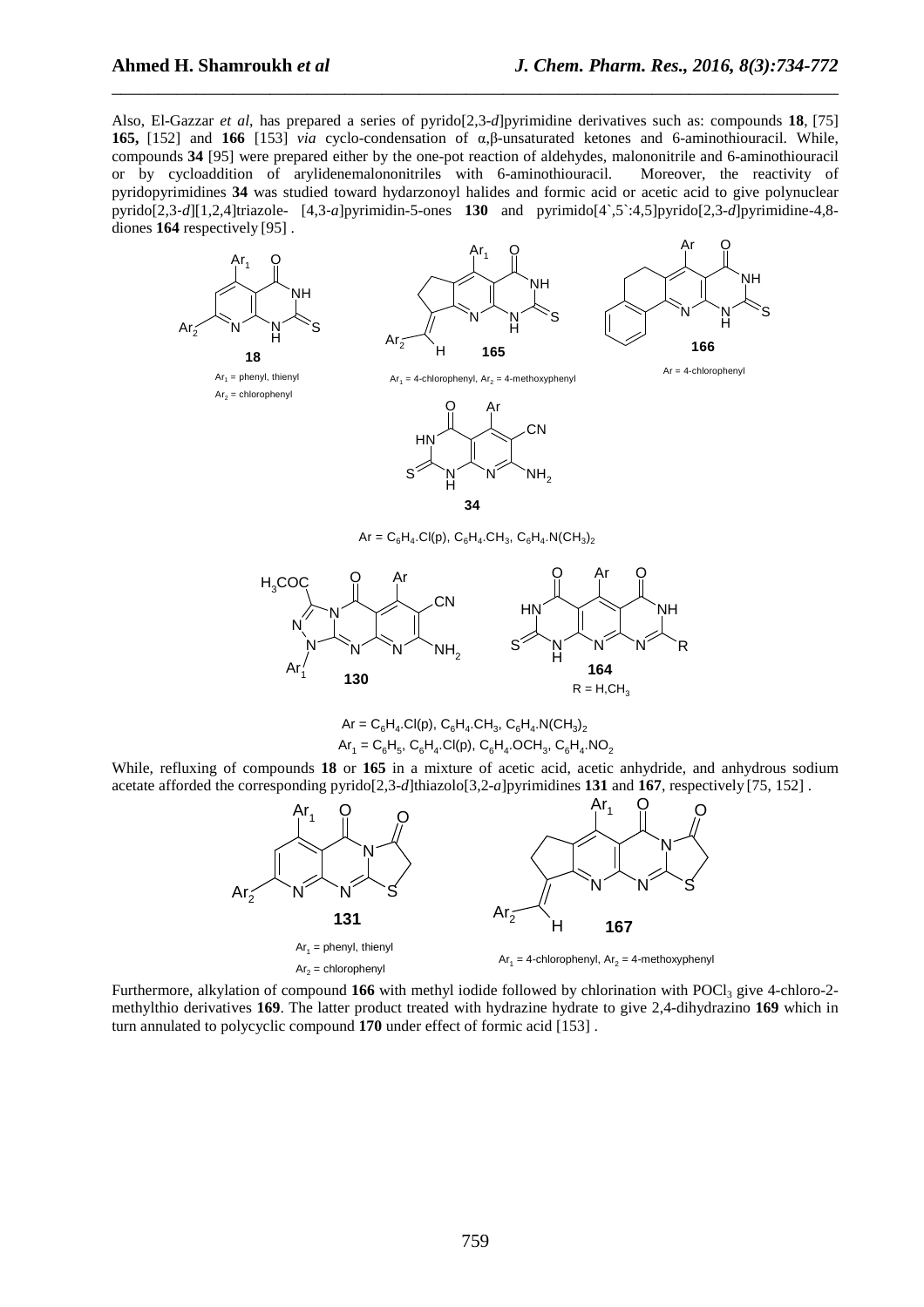Also, El-Gazzar *et al*, has prepared a series of pyrido[2,3-*d*]pyrimidine derivatives such as: compounds **18**, [75] **165,** [152] and **166** [153] *via* cyclo-condensation of α,β-unsaturated ketones and 6-aminothiouracil. While, compounds **34** [95] were prepared either by the one-pot reaction of aldehydes, malononitrile and 6-aminothiouracil or by cycloaddition of arylidenemalononitriles with 6-aminothiouracil. Moreover, the reactivity of pyridopyrimidines **34** was studied toward hydarzonoyl halides and formic acid or acetic acid to give polynuclear pyrido[2,3-*d*][1,2,4]triazole- [4,3-*a*]pyrimidin-5-ones **130** and pyrimido[4`,5`:4,5]pyrido[2,3-*d*]pyrimidine-4,8-diones **164** respectively [95] .

**18**

$Ar_1$ = phenyl, thienyl

$Ar_2$ = chlorophenyl

**165**

$Ar_1$ = 4-chlorophenyl, $Ar_2$ = 4-methoxyphenyl

**166**

Ar = 4-chlorophenyl

**34**

Ar = $C_6H_4$.Cl(p), $C_6H_4$.$CH_3$, $C_6H_4$.N($CH_3$)$_2$

**130**

**164**

R = H,$CH_3$

Ar = $C_6H_4$.Cl(p), $C_6H_4$.$CH_3$, $C_6H_4$.N($CH_3$)$_2$

$Ar_1$ = $C_6H_5$, $C_6H_4$.Cl(p), $C_6H_4$.$OCH_3$, $C_6H_4$.$NO_2$

While, refluxing of compounds **18** or **165** in a mixture of acetic acid, acetic anhydride, and anhydrous sodium acetate afforded the corresponding pyrido[2,3-*d*]thiazolo[3,2-*a*]pyrimidines **131** and **167**, respectively [75, 152] .

**131**

$Ar_1$ = phenyl, thienyl

$Ar_2$ = chlorophenyl

**167**

$Ar_1$ = 4-chlorophenyl, $Ar_2$ = 4-methoxyphenyl

Furthermore, alkylation of compound **166** with methyl iodide followed by chlorination with $POCl_3$ give 4-chloro-2-methylthio derivatives **169**. The latter product treated with hydrazine hydrate to give 2,4-dihydrazino **169** which in turn annulated to polycyclic compound **170** under effect of formic acid [153] .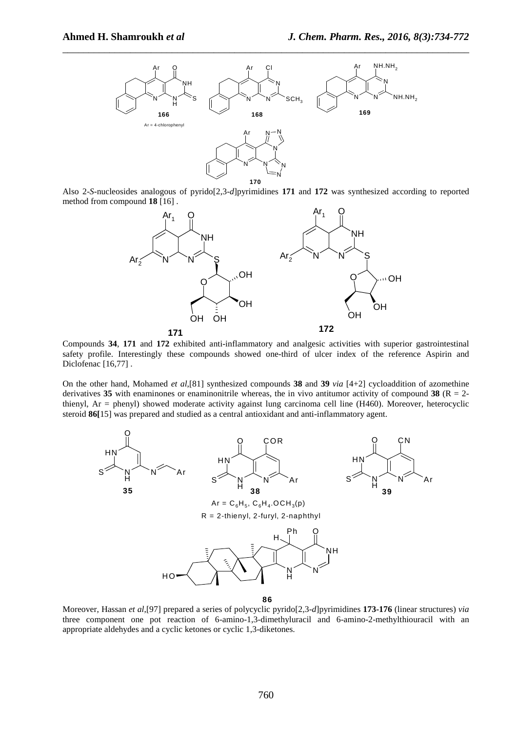Also 2-*S*-nucleosides analogous of pyrido[2,3-*d*]pyrimidines **171** and **172** was synthesized according to reported method from compound **18** [16] .

Compounds **34**, **171** and **172** exhibited anti-inflammatory and analgesic activities with superior gastrointestinal safety profile. Interestingly these compounds showed one-third of ulcer index of the reference Aspirin and Diclofenac [16,77] .

On the other hand, Mohamed *et al*,[81] synthesized compounds **38** and **39** *via* [4+2] cycloaddition of azomethine derivatives **35** with enaminones or enaminonitrile whereas, the in vivo antitumor activity of compound **38** (R = 2-thienyl, Ar = phenyl) showed moderate activity against lung carcinoma cell line (H460). Moreover, heterocyclic steroid **86[**15] was prepared and studied as a central antioxidant and anti-inflammatory agent.

Ar = $C_6H_5$, $C_6H_4.OCH_3(p)$

R = 2-thienyl, 2-furyl, 2-naphthyl

Moreover, Hassan *et al*,[97] prepared a series of polycyclic pyrido[2,3-*d*]pyrimidines **173-176** (linear structures) *via* three component one pot reaction of 6-amino-1,3-dimethyluracil and 6-amino-2-methylthiouracil with an appropriate aldehydes and a cyclic ketones or cyclic 1,3-diketones.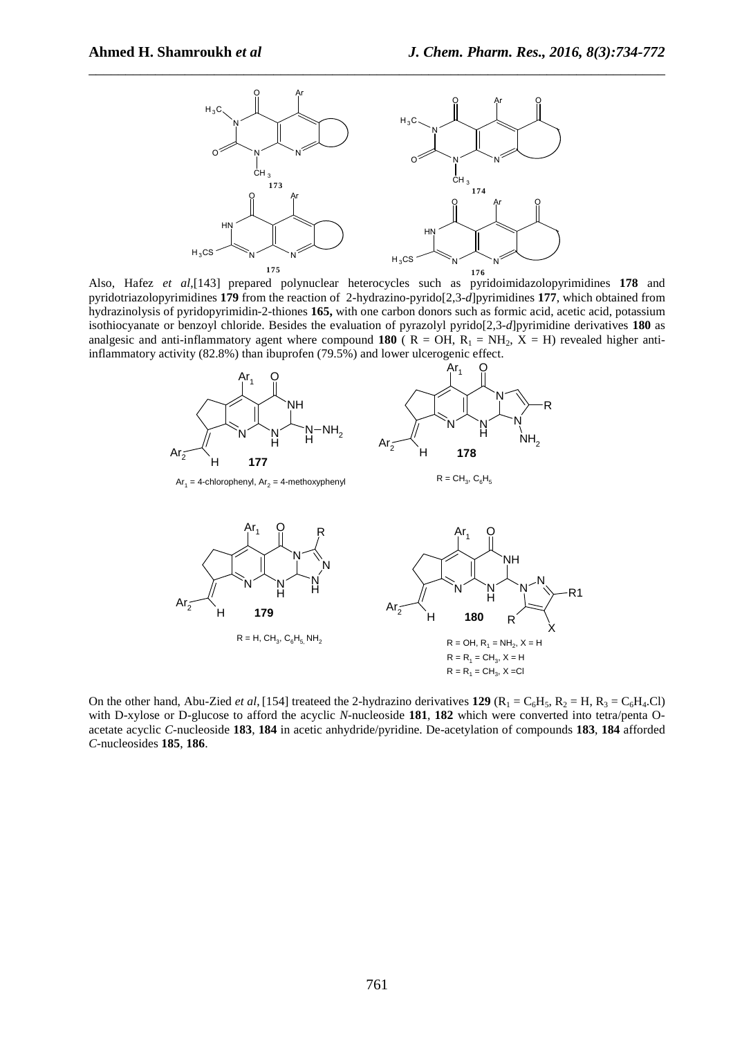173

174

175

176

Also, Hafez *et al*,[143] prepared polynuclear heterocycles such as pyridoimidazolopyrimidines **178** and pyridotriazolopyrimidines **179** from the reaction of 2-hydrazino-pyrido[2,3-*d*]pyrimidines **177**, which obtained from hydrazinolysis of pyridopyrimidin-2-thiones **165,** with one carbon donors such as formic acid, acetic acid, potassium isothiocyanate or benzoyl chloride. Besides the evaluation of pyrazolyl pyrido[2,3-*d*]pyrimidine derivatives **180** as analgesic and anti-inflammatory agent where compound **180** ( R = OH, $R_1$ = $NH_2$, X = H) revealed higher anti-inflammatory activity (82.8%) than ibuprofen (79.5%) and lower ulcerogenic effect.

**177**

$Ar_1$ = 4-chlorophenyl, $Ar_2$ = 4-methoxyphenyl

**178**

R = $CH_3$, $C_6H_5$

**179**

R = H, $CH_3$, $C_6H_5$, $NH_2$

**180**

R = OH, $R_1$ = $NH_2$, X = H

R = $R_1$ = $CH_3$, X = H

R = $R_1$ = $CH_3$, X =Cl

On the other hand, Abu-Zied *et al*, [154] treateed the 2-hydrazino derivatives **129** ($R_1$ = $C_6H_5$, $R_2$ = H, $R_3$ = $C_6H_4$.Cl) with D-xylose or D-glucose to afford the acyclic *N*-nucleoside **181**, **182** which were converted into tetra/penta O-acetate acyclic *C*-nucleoside **183**, **184** in acetic anhydride/pyridine. De-acetylation of compounds **183**, **184** afforded *C*-nucleosides **185**, **186**.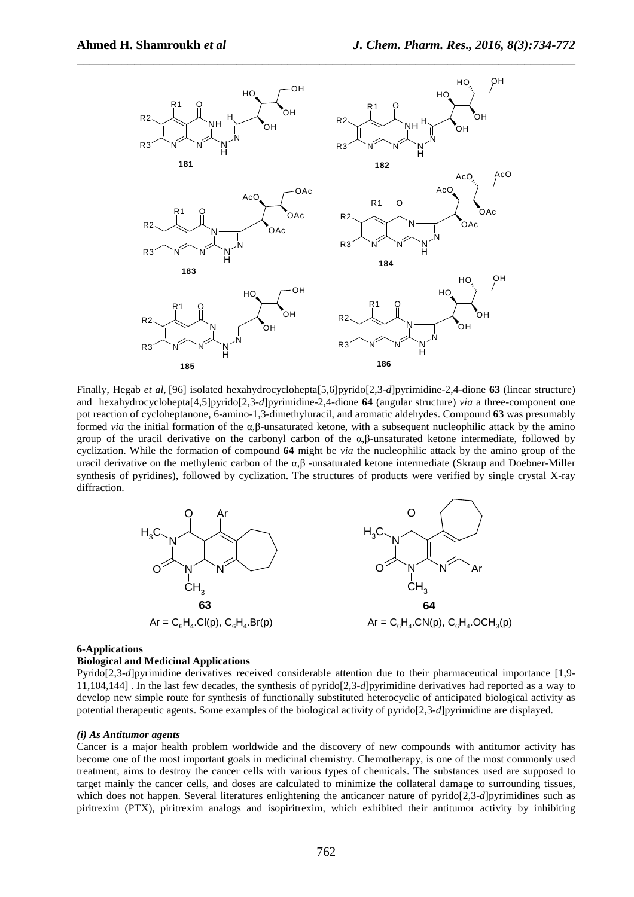Finally, Hegab *et al*, [96] isolated hexahydrocyclohepta[5,6]pyrido[2,3-*d*]pyrimidine-2,4-dione **63** (linear structure) and hexahydrocyclohepta[4,5]pyrido[2,3-*d*]pyrimidine-2,4-dione **64** (angular structure) *via* a three-component one pot reaction of cycloheptanone, 6-amino-1,3-dimethyluracil, and aromatic aldehydes. Compound **63** was presumably formed *via* the initial formation of the α,β-unsaturated ketone, with a subsequent nucleophilic attack by the amino group of the uracil derivative on the carbonyl carbon of the α,β-unsaturated ketone intermediate, followed by cyclization. While the formation of compound **64** might be *via* the nucleophilic attack by the amino group of the uracil derivative on the methylenic carbon of the α,β -unsaturated ketone intermediate (Skraup and Doebner-Miller synthesis of pyridines), followed by cyclization. The structures of products were verified by single crystal X-ray diffraction.

**63** Ar = $C_6H_4$.Cl(p), $C_6H_4$.Br(p)

**64** Ar = $C_6H_4$.CN(p), $C_6H_4$.$OCH_3$(p)

## 6-Applications

### Biological and Medicinal Applications

Pyrido[2,3-*d*]pyrimidine derivatives received considerable attention due to their pharmaceutical importance [1,9-11,104,144] . In the last few decades, the synthesis of pyrido[2,3-*d*]pyrimidine derivatives had reported as a way to develop new simple route for synthesis of functionally substituted heterocyclic of anticipated biological activity as potential therapeutic agents. Some examples of the biological activity of pyrido[2,3-*d*]pyrimidine are displayed.

#### *(i) As Antitumor agents*

Cancer is a major health problem worldwide and the discovery of new compounds with antitumor activity has become one of the most important goals in medicinal chemistry. Chemotherapy, is one of the most commonly used treatment, aims to destroy the cancer cells with various types of chemicals. The substances used are supposed to target mainly the cancer cells, and doses are calculated to minimize the collateral damage to surrounding tissues, which does not happen. Several literatures enlightening the anticancer nature of pyrido[2,3-*d*]pyrimidines such as piritrexim (PTX), piritrexim analogs and isopiritrexim, which exhibited their antitumor activity by inhibiting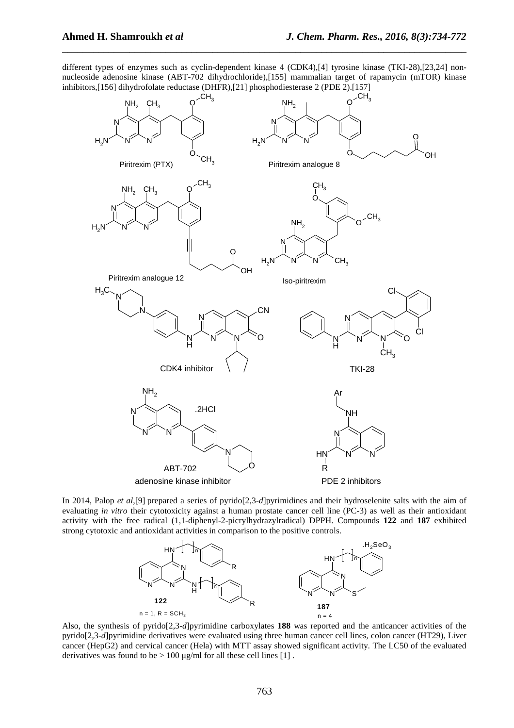different types of enzymes such as cyclin-dependent kinase 4 (CDK4),[4] tyrosine kinase (TKI-28),[23,24] non-nucleoside adenosine kinase (ABT-702 dihydrochloride),[155] mammalian target of rapamycin (mTOR) kinase inhibitors,[156] dihydrofolate reductase (DHFR),[21] phosphodiesterase 2 (PDE 2).[157]

Piritrexim (PTX)

Piritrexim analogue 8

Piritrexim analogue 12

Iso-piritrexim

CDK4 inhibitor

TKI-28

ABT-702

adenosine kinase inhibitor

PDE 2 inhibitors

In 2014, Palop *et al*,[9] prepared a series of pyrido[2,3-*d*]pyrimidines and their hydroselenite salts with the aim of evaluating *in vitro* their cytotoxicity against a human prostate cancer cell line (PC-3) as well as their antioxidant activity with the free radical (1,1-diphenyl-2-picrylhydrazylradical) DPPH. Compounds **122** and **187** exhibited strong cytotoxic and antioxidant activities in comparison to the positive controls.

**122**

n = 1, R = $SCH_3$

**187**

n = 4

Also, the synthesis of pyrido[2,3-*d*]pyrimidine carboxylates **188** was reported and the anticancer activities of the pyrido[2,3-*d*]pyrimidine derivatives were evaluated using three human cancer cell lines, colon cancer (HT29), Liver cancer (HepG2) and cervical cancer (Hela) with MTT assay showed significant activity. The LC50 of the evaluated derivatives was found to be > 100 μg/ml for all these cell lines [1] .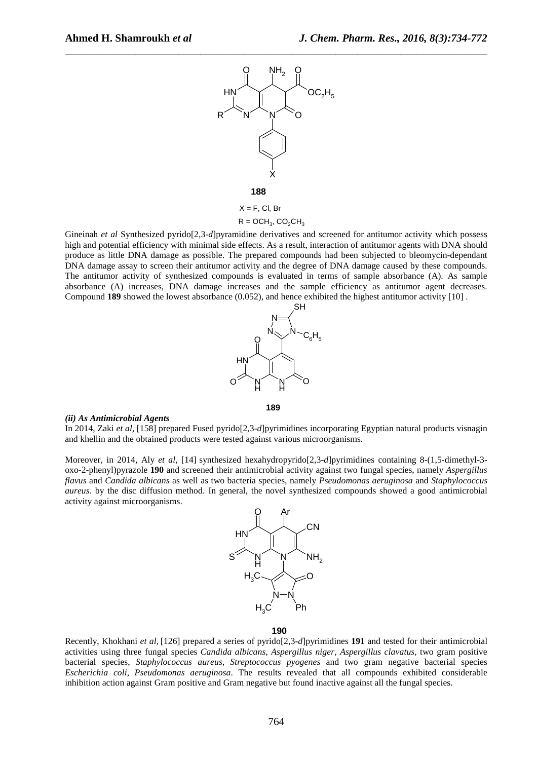**188**

X = F, Cl, Br

R = $OCH_3$, $CO_2CH_3$

Gineinah *et al* Synthesized pyrido[2,3-*d*]pyramidine derivatives and screened for antitumor activity which possess high and potential efficiency with minimal side effects. As a result, interaction of antitumor agents with DNA should produce as little DNA damage as possible. The prepared compounds had been subjected to bleomycin-dependant DNA damage assay to screen their antitumor activity and the degree of DNA damage caused by these compounds. The antitumor activity of synthesized compounds is evaluated in terms of sample absorbance (A). As sample absorbance (A) increases, DNA damage increases and the sample efficiency as antitumor agent decreases. Compound **189** showed the lowest absorbance (0.052), and hence exhibited the highest antitumor activity [10] .

**189**

***(ii) As Antimicrobial Agents***

In 2014, Zaki *et al,* [158] prepared Fused pyrido[2,3-*d*]pyrimidines incorporating Egyptian natural products visnagin and khellin and the obtained products were tested against various microorganisms.

Moreover, in 2014, Aly *et al*, [14] synthesized hexahydropyrido[2,3-*d*]pyrimidines containing 8-(1,5-dimethyl-3-oxo-2-phenyl)pyrazole **190** and screened their antimicrobial activity against two fungal species, namely *Aspergillus flavus* and *Candida albicans* as well as two bacteria species, namely *Pseudomonas aeruginosa* and *Staphylococcus aureus*. by the disc diffusion method. In general, the novel synthesized compounds showed a good antimicrobial activity against microorganisms.

**190**

Recently, Khokhani *et al,* [126] prepared a series of pyrido[2,3-*d*]pyrimidines **191** and tested for their antimicrobial activities using three fungal species *Candida albicans*, *Aspergillus niger*, *Aspergillus clavatus*, two gram positive bacterial species, *Staphylococcus aureus, Streptococcus pyogenes* and two gram negative bacterial species *Escherichia coli, Pseudomonas aeruginosa*. The results revealed that all compounds exhibited considerable inhibition action against Gram positive and Gram negative but found inactive against all the fungal species.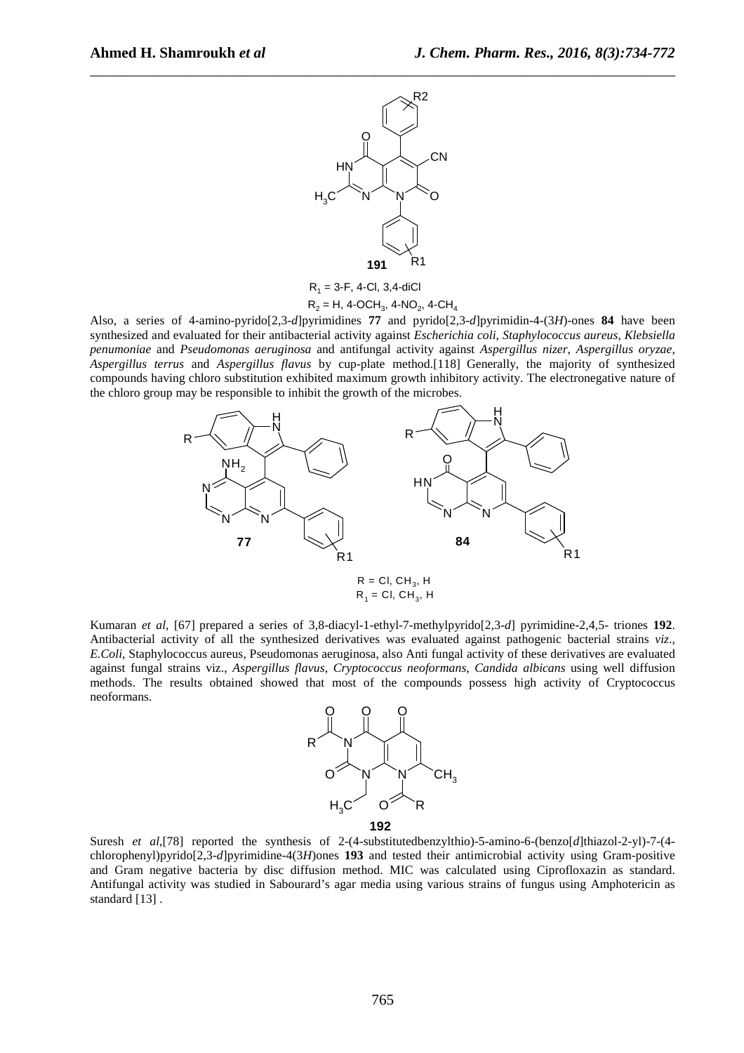**191**

$R_1$ = 3-F, 4-Cl, 3,4-diCl

$R_2$ = H, 4-$OCH_3$, 4-$NO_2$, 4-$CH_4$

Also, a series of 4-amino-pyrido[2,3-*d*]pyrimidines **77** and pyrido[2,3-*d*]pyrimidin-4-(3*H*)-ones **84** have been synthesized and evaluated for their antibacterial activity against *Escherichia coli*, *Staphylococcus aureus*, *Klebsiella penumoniae* and *Pseudomonas aeruginosa* and antifungal activity against *Aspergillus nizer*, *Aspergillus oryzae*, *Aspergillus terrus* and *Aspergillus flavus* by cup-plate method.[118] Generally, the majority of synthesized compounds having chloro substitution exhibited maximum growth inhibitory activity. The electronegative nature of the chloro group may be responsible to inhibit the growth of the microbes.

**77** **84**

R = Cl, $CH_3$, H

$R_1$ = Cl, $CH_3$, H

Kumaran *et al*, [67] prepared a series of 3,8-diacyl-1-ethyl-7-methylpyrido[2,3-*d*] pyrimidine-2,4,5- triones **192**. Antibacterial activity of all the synthesized derivatives was evaluated against pathogenic bacterial strains *viz*., *E.Coli*, Staphylococcus aureus, Pseudomonas aeruginosa, also Anti fungal activity of these derivatives are evaluated against fungal strains viz., *Aspergillus flavus*, *Cryptococcus neoformans*, *Candida albicans* using well diffusion methods. The results obtained showed that most of the compounds possess high activity of Cryptococcus neoformans.

**192**

Suresh *et al*,[78] reported the synthesis of 2-(4-substitutedbenzylthio)-5-amino-6-(benzo[*d*]thiazol-2-yl)-7-(4-chlorophenyl)pyrido[2,3-*d*]pyrimidine-4(3*H*)ones **193** and tested their antimicrobial activity using Gram-positive and Gram negative bacteria by disc diffusion method. MIC was calculated using Ciprofloxazin as standard. Antifungal activity was studied in Sabourard's agar media using various strains of fungus using Amphotericin as standard [13] .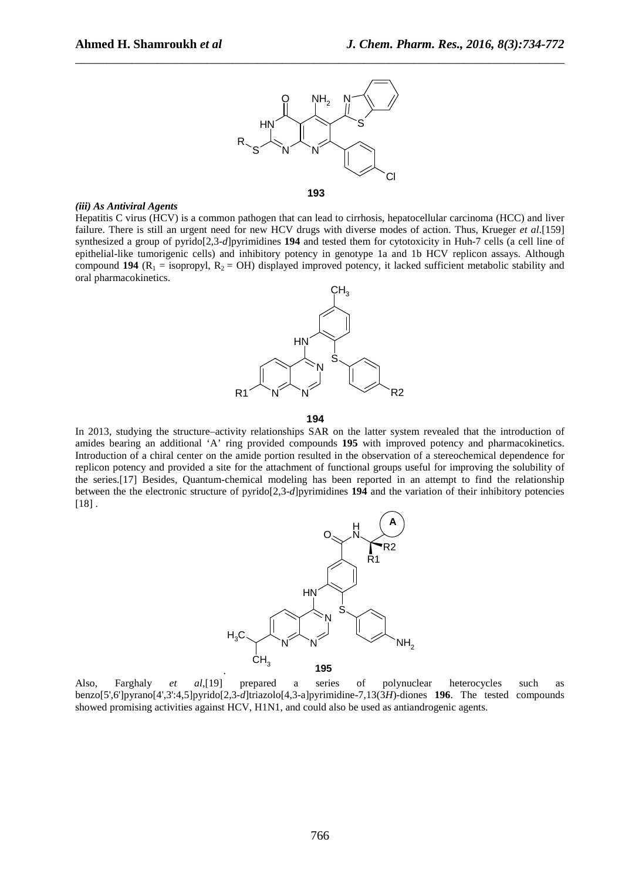**193**

***(iii) As Antiviral Agents***

Hepatitis C virus (HCV) is a common pathogen that can lead to cirrhosis, hepatocellular carcinoma (HCC) and liver failure. There is still an urgent need for new HCV drugs with diverse modes of action. Thus, Krueger *et al*.[159] synthesized a group of pyrido[2,3-*d*]pyrimidines **194** and tested them for cytotoxicity in Huh-7 cells (a cell line of epithelial-like tumorigenic cells) and inhibitory potency in genotype 1a and 1b HCV replicon assays. Although compound **194** ($R_1$ = isopropyl, $R_2$ = OH) displayed improved potency, it lacked sufficient metabolic stability and oral pharmacokinetics.

**194**

In 2013, studying the structure–activity relationships SAR on the latter system revealed that the introduction of amides bearing an additional 'A' ring provided compounds **195** with improved potency and pharmacokinetics. Introduction of a chiral center on the amide portion resulted in the observation of a stereochemical dependence for replicon potency and provided a site for the attachment of functional groups useful for improving the solubility of the series.[17] Besides, Quantum-chemical modeling has been reported in an attempt to find the relationship between the the electronic structure of pyrido[2,3-*d*]pyrimidines **194** and the variation of their inhibitory potencies [18] .

**195**

Also, Farghaly *et al*,[19] prepared a series of polynuclear heterocycles such as benzo[5',6']pyrano[4',3':4,5]pyrido[2,3-*d*]triazolo[4,3-a]pyrimidine-7,13(3*H*)-diones **196**. The tested compounds showed promising activities against HCV, H1N1, and could also be used as antiandrogenic agents.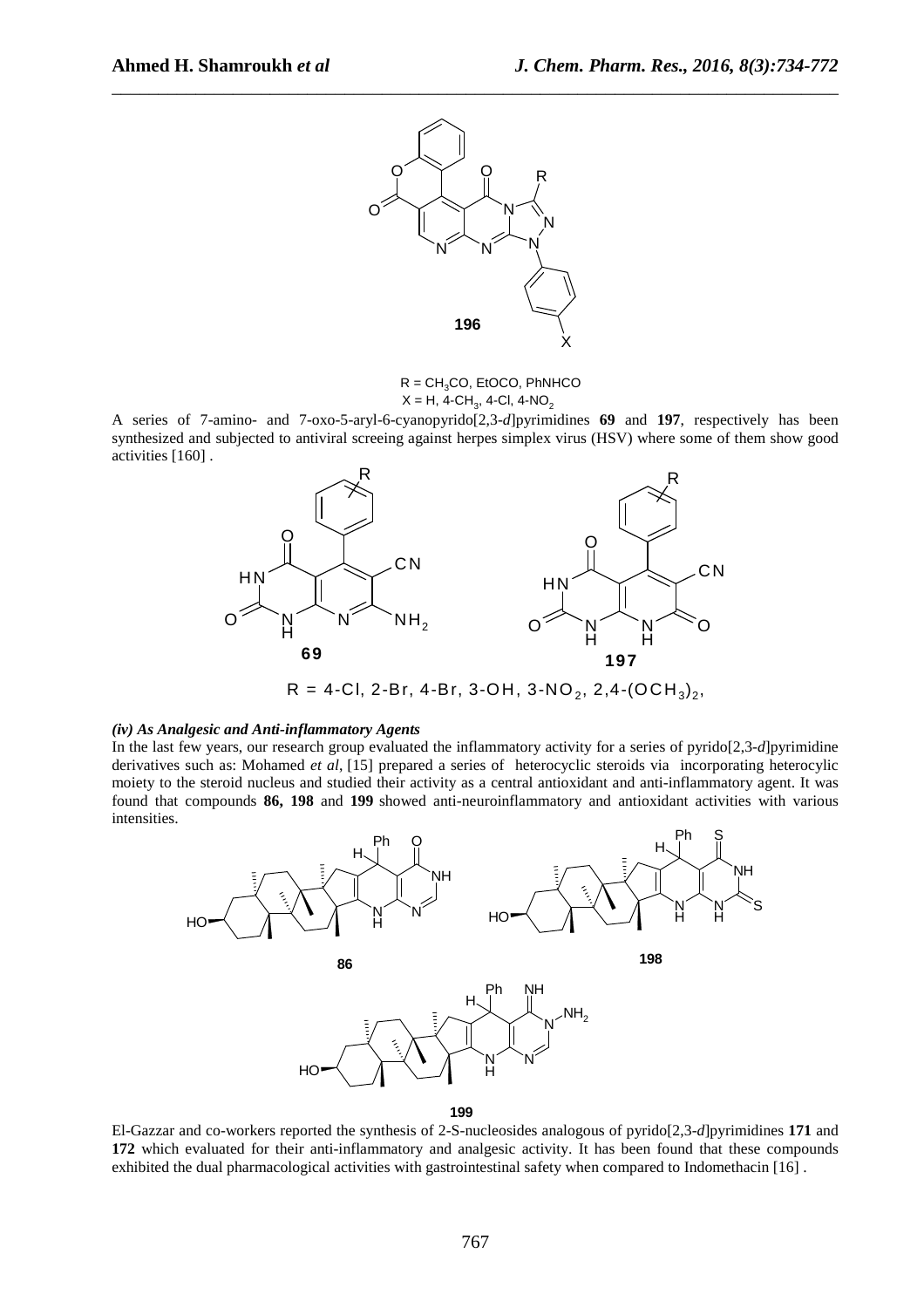**196**

R = $CH_3CO$, EtOCO, PhNHCO
X = H, 4-$CH_3$, 4-Cl, 4-$NO_2$

A series of 7-amino- and 7-oxo-5-aryl-6-cyanopyrido[2,3-*d*]pyrimidines **69** and **197**, respectively has been synthesized and subjected to antiviral screeing against herpes simplex virus (HSV) where some of them show good activities [160] .

**69** **197**

R = 4-Cl, 2-Br, 4-Br, 3-OH, 3-$NO_2$, 2,4-$(OCH_3)_2$,

***(iv) As Analgesic and Anti-inflammatory Agents***

In the last few years, our research group evaluated the inflammatory activity for a series of pyrido[2,3-*d*]pyrimidine derivatives such as: Mohamed *et al*, [15] prepared a series of heterocyclic steroids via incorporating heterocylic moiety to the steroid nucleus and studied their activity as a central antioxidant and anti-inflammatory agent. It was found that compounds **86, 198** and **199** showed anti-neuroinflammatory and antioxidant activities with various intensities.

**86** **198**

**199**

El-Gazzar and co-workers reported the synthesis of 2-S-nucleosides analogous of pyrido[2,3-*d*]pyrimidines **171** and **172** which evaluated for their anti-inflammatory and analgesic activity. It has been found that these compounds exhibited the dual pharmacological activities with gastrointestinal safety when compared to Indomethacin [16] .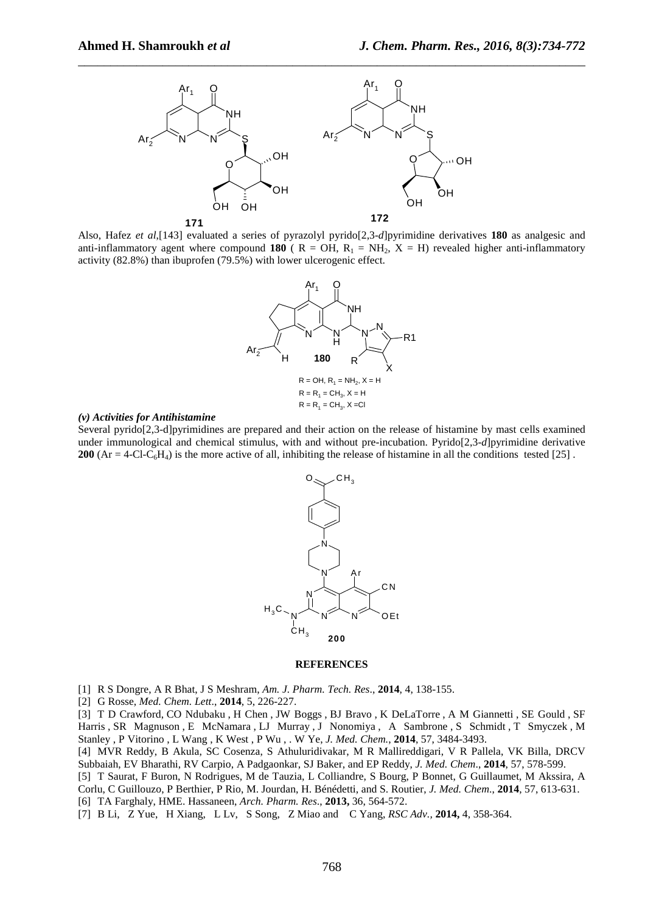**171**

**172**

Also, Hafez *et al*,[143] evaluated a series of pyrazolyl pyrido[2,3-*d*]pyrimidine derivatives **180** as analgesic and anti-inflammatory agent where compound **180** ( R = OH, $R_1$ = $NH_2$, X = H) revealed higher anti-inflammatory activity (82.8%) than ibuprofen (79.5%) with lower ulcerogenic effect.

**180**

R = OH, $R_1$ = $NH_2$, X = H
R = $R_1$ = $CH_3$, X = H
R = $R_1$ = $CH_3$, X =Cl

***(v) Activities for Antihistamine***

Several pyrido[2,3-d]pyrimidines are prepared and their action on the release of histamine by mast cells examined under immunological and chemical stimulus, with and without pre-incubation. Pyrido[2,3-*d*]pyrimidine derivative **200** (Ar = 4-Cl-$C_6H_4$) is the more active of all, inhibiting the release of histamine in all the conditions tested [25] .

**200**

**REFERENCES**

[1] R S Dongre, A R Bhat, J S Meshram, *Am. J. Pharm. Tech. Res*., **2014**, 4, 138-155.
[2] G Rosse, *Med. Chem. Lett*., **2014**, 5, 226-227.
[3] T D Crawford, CO Ndubaku , H Chen , JW Boggs , BJ Bravo , K DeLaTorre , A M Giannetti , SE Gould , SF Harris , SR Magnuson , E McNamara , LJ Murray , J Nonomiya , A Sambrone , S Schmidt , T Smyczek , M Stanley , P Vitorino , L Wang , K West , P Wu , . W Ye, *J. Med. Chem.*, **2014**, 57, 3484-3493.
[4] MVR Reddy, B Akula, SC Cosenza, S Athuluridivakar, M R Mallireddigari, V R Pallela, VK Billa, DRCV Subbaiah, EV Bharathi, RV Carpio, A Padgaonkar, SJ Baker, and EP Reddy, *J. Med. Chem*., **2014**, 57, 578-599.
[5] T Saurat, F Buron, N Rodrigues, M de Tauzia, L Colliandre, S Bourg, P Bonnet, G Guillaumet, M Akssira, A Corlu, C Guillouzo, P Berthier, P Rio, M. Jourdan, H. Bénédetti, and S. Routier, *J. Med. Chem*., **2014**, 57, 613-631.
[6] TA Farghaly, HME. Hassaneen, *Arch. Pharm. Res*., **2013,** 36, 564-572.
[7] B Li, Z Yue, H Xiang, L Lv, S Song, Z Miao and C Yang, *RSC Adv.*, **2014,** 4, 358-364.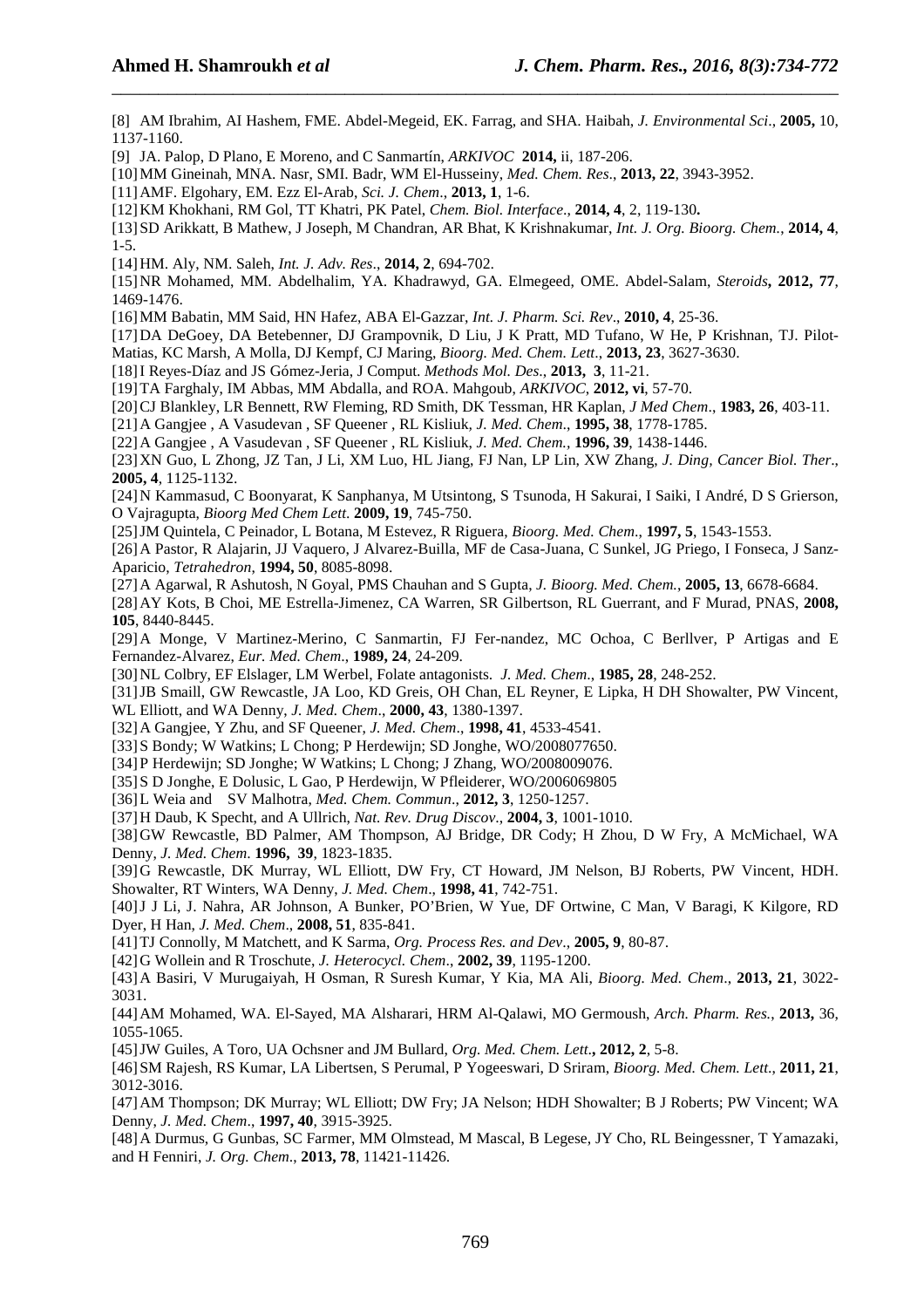[8] AM Ibrahim, AI Hashem, FME. Abdel-Megeid, EK. Farrag, and SHA. Haibah, *J. Environmental Sci*., **2005,** 10, 1137-1160.

[9] JA. Palop, D Plano, E Moreno, and C Sanmartín, *ARKIVOC* **2014,** ii, 187-206.

[10] MM Gineinah, MNA. Nasr, SMI. Badr, WM El-Husseiny, *Med. Chem. Res*., **2013, 22**, 3943-3952.

[11] AMF. Elgohary, EM. Ezz El-Arab, *Sci. J. Chem*., **2013, 1**, 1-6.

[12] KM Khokhani, RM Gol, TT Khatri, PK Patel, *Chem. Biol. Interface*., **2014, 4**, 2, 119-130**.**

[13] SD Arikkatt, B Mathew, J Joseph, M Chandran, AR Bhat, K Krishnakumar, *Int. J. Org. Bioorg. Chem.*, **2014, 4**, 1-5.

[14] HM. Aly, NM. Saleh, *Int. J. Adv. Res*., **2014, 2**, 694-702.

[15] NR Mohamed, MM. Abdelhalim, YA. Khadrawyd, GA. Elmegeed, OME. Abdel-Salam, *Steroids***, 2012, 77**, 1469-1476.

[16] MM Babatin, MM Said, HN Hafez, ABA El-Gazzar, *Int. J. Pharm. Sci. Rev*., **2010, 4**, 25-36.

[17] DA DeGoey, DA Betebenner, DJ Grampovnik, D Liu, J K Pratt, MD Tufano, W He, P Krishnan, TJ. Pilot-Matias, KC Marsh, A Molla, DJ Kempf, CJ Maring, *Bioorg. Med. Chem. Lett*., **2013, 23**, 3627-3630.

[18] I Reyes-Díaz and JS Gómez-Jeria, J Comput. *Methods Mol. Des*., **2013, 3**, 11-21.

[19] TA Farghaly, IM Abbas, MM Abdalla, and ROA. Mahgoub, *ARKIVOC*, **2012, vi**, 57-70.

[20] CJ Blankley, LR Bennett, RW Fleming, RD Smith, DK Tessman, HR Kaplan, *J Med Chem*., **1983, 26**, 403-11.

[21] A Gangjee , A Vasudevan , SF Queener , RL Kisliuk, *J. Med. Chem*., **1995, 38**, 1778-1785.

[22] A Gangjee , A Vasudevan , SF Queener , RL Kisliuk, *J. Med. Chem.*, **1996, 39**, 1438-1446.

[23] XN Guo, L Zhong, JZ Tan, J Li, XM Luo, HL Jiang, FJ Nan, LP Lin, XW Zhang, *J. Ding, Cancer Biol. Ther*., **2005, 4**, 1125-1132.

[24] N Kammasud, C Boonyarat, K Sanphanya, M Utsintong, S Tsunoda, H Sakurai, I Saiki, I André, D S Grierson, O Vajragupta, *Bioorg Med Chem Lett*. **2009, 19**, 745-750.

[25] JM Quintela, C Peinador, L Botana, M Estevez, R Riguera, *Bioorg. Med. Chem*., **1997, 5**, 1543-1553.

[26] A Pastor, R Alajarin, JJ Vaquero, J Alvarez-Builla, MF de Casa-Juana, C Sunkel, JG Priego, I Fonseca, J Sanz-Aparicio, *Tetrahedron*, **1994, 50**, 8085-8098.

[27] A Agarwal, R Ashutosh, N Goyal, PMS Chauhan and S Gupta, *J. Bioorg. Med. Chem.*, **2005, 13**, 6678-6684.

[28] AY Kots, B Choi, ME Estrella-Jimenez, CA Warren, SR Gilbertson, RL Guerrant, and F Murad, PNAS, **2008, 105**, 8440-8445.

[29] A Monge, V Martinez-Merino, C Sanmartin, FJ Fer-nandez, MC Ochoa, C Berllver, P Artigas and E Fernandez-Alvarez, *Eur. Med. Chem*., **1989, 24**, 24-209.

[30] NL Colbry, EF Elslager, LM Werbel, Folate antagonists. *J. Med. Chem*., **1985, 28**, 248-252.

[31] JB Smaill, GW Rewcastle, JA Loo, KD Greis, OH Chan, EL Reyner, E Lipka, H DH Showalter, PW Vincent, WL Elliott, and WA Denny, *J. Med. Chem*., **2000, 43**, 1380-1397.

[32] A Gangjee, Y Zhu, and SF Queener, *J. Med. Chem*., **1998, 41**, 4533-4541.

[33] S Bondy; W Watkins; L Chong; P Herdewijn; SD Jonghe, WO/2008077650.

[34] P Herdewijn; SD Jonghe; W Watkins; L Chong; J Zhang, WO/2008009076.

[35] S D Jonghe, E Dolusic, L Gao, P Herdewijn, W Pfleiderer, WO/2006069805

[36] L Weia and SV Malhotra, *Med. Chem. Commun*., **2012, 3**, 1250-1257.

[37] H Daub, K Specht, and A Ullrich, *Nat. Rev. Drug Discov*., **2004, 3**, 1001-1010.

[38] GW Rewcastle, BD Palmer, AM Thompson, AJ Bridge, DR Cody; H Zhou, D W Fry, A McMichael, WA Denny, *J. Med. Chem*. **1996, 39**, 1823-1835.

[39] G Rewcastle, DK Murray, WL Elliott, DW Fry, CT Howard, JM Nelson, BJ Roberts, PW Vincent, HDH. Showalter, RT Winters, WA Denny, *J. Med. Chem*., **1998, 41**, 742-751.

[40] J J Li, J. Nahra, AR Johnson, A Bunker, PO'Brien, W Yue, DF Ortwine, C Man, V Baragi, K Kilgore, RD Dyer, H Han, *J. Med. Chem*., **2008, 51**, 835-841.

[41] TJ Connolly, M Matchett, and K Sarma, *Org. Process Res. and Dev*., **2005, 9**, 80-87.

[42] G Wollein and R Troschute, *J. Heterocycl. Chem*., **2002, 39**, 1195-1200.

[43] A Basiri, V Murugaiyah, H Osman, R Suresh Kumar, Y Kia, MA Ali, *Bioorg. Med. Chem*., **2013, 21**, 3022-3031.

[44] AM Mohamed, WA. El-Sayed, MA Alsharari, HRM Al-Qalawi, MO Germoush, *Arch. Pharm. Res.*, **2013,** 36, 1055-1065.

[45] JW Guiles, A Toro, UA Ochsner and JM Bullard, *Org. Med. Chem. Lett***., 2012, 2**, 5-8.

[46] SM Rajesh, RS Kumar, LA Libertsen, S Perumal, P Yogeeswari, D Sriram, *Bioorg. Med. Chem. Lett*., **2011, 21**, 3012-3016.

[47] AM Thompson; DK Murray; WL Elliott; DW Fry; JA Nelson; HDH Showalter; B J Roberts; PW Vincent; WA Denny, *J. Med. Chem*., **1997, 40**, 3915-3925.

[48] A Durmus, G Gunbas, SC Farmer, MM Olmstead, M Mascal, B Legese, JY Cho, RL Beingessner, T Yamazaki, and H Fenniri, *J. Org. Chem*., **2013, 78**, 11421-11426.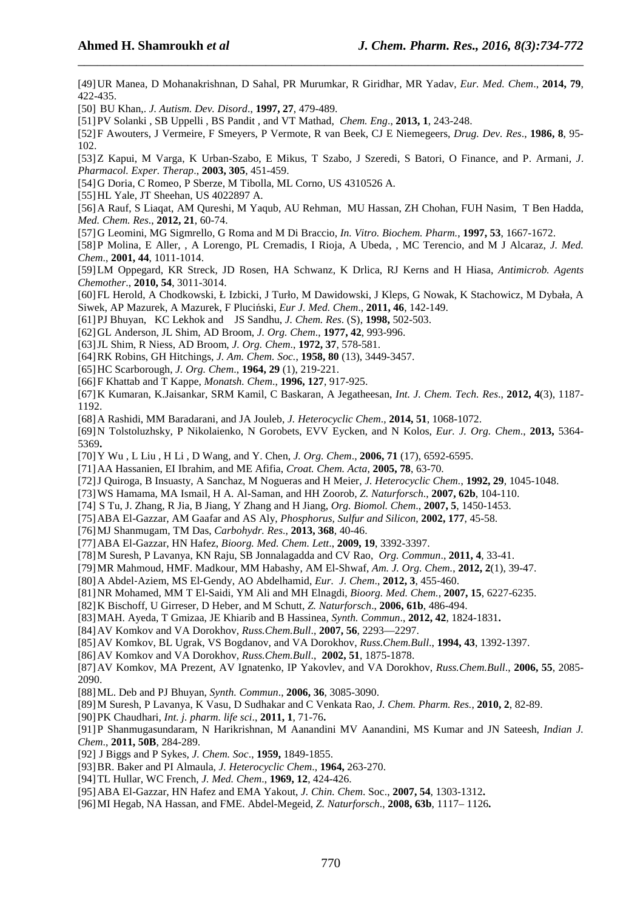[49] UR Manea, D Mohanakrishnan, D Sahal, PR Murumkar, R Giridhar, MR Yadav, *Eur. Med. Chem*., **2014, 79**, 422-435.

[50] BU Khan,. *J. Autism. Dev. Disord*., **1997, 27**, 479-489.

[51] PV Solanki , SB Uppelli , BS Pandit , and VT Mathad, *Chem. Eng*., **2013, 1**, 243-248.

[52] F Awouters, J Vermeire, F Smeyers, P Vermote, R van Beek, CJ E Niemegeers, *Drug. Dev. Res*., **1986, 8**, 95-102.

[53] Z Kapui, M Varga, K Urban-Szabo, E Mikus, T Szabo, J Szeredi, S Batori, O Finance, and P. Armani, *J. Pharmacol. Exper. Therap*., **2003, 305**, 451-459.

[54] G Doria, C Romeo, P Sberze, M Tibolla, ML Corno, US 4310526 A.

[55] HL Yale, JT Sheehan, US 4022897 A.

[56] A Rauf, S Liaqat, AM Qureshi, M Yaqub, AU Rehman, MU Hassan, ZH Chohan, FUH Nasim, T Ben Hadda, *Med. Chem. Res*., **2012, 21**, 60-74.

[57] G Leomini, MG Sigmrello, G Roma and M Di Braccio, *In. Vitro. Biochem. Pharm.*, **1997, 53**, 1667-1672.

[58] P Molina, E Aller, , A Lorengo, PL Cremadis, I Rioja, A Ubeda, , MC Terencio, and M J Alcaraz, *J. Med. Chem*., **2001, 44**, 1011-1014.

[59] LM Oppegard, KR Streck, JD Rosen, HA Schwanz, K Drlica, RJ Kerns and H Hiasa, *Antimicrob. Agents Chemother*., **2010, 54**, 3011-3014.

[60] FL Herold, A Chodkowski, Ł Izbicki, J Turło, M Dawidowski, J Kleps, G Nowak, K Stachowicz, M Dybała, A Siwek, AP Mazurek, A Mazurek, F Pluciński, *Eur J. Med. Chem*., **2011, 46**, 142-149.

[61] PJ Bhuyan, KC Lekhok and JS Sandhu, *J. Chem. Res*. (S), **1998,** 502-503.

[62] GL Anderson, JL Shim, AD Broom, *J. Org. Chem*., **1977, 42**, 993-996.

[63] JL Shim, R Niess, AD Broom, *J. Org. Chem*., **1972, 37**, 578-581.

[64] RK Robins, GH Hitchings, *J. Am. Chem. Soc.*, **1958, 80** (13), 3449-3457.

[65] HC Scarborough, *J. Org. Chem*., **1964, 29** (1), 219-221.

[66] F Khattab and T Kappe, *Monatsh. Chem*., **1996, 127**, 917-925.

[67] K Kumaran, K.Jaisankar, SRM Kamil, C Baskaran, A Jegatheesan, *Int. J. Chem. Tech. Res.*, **2012, 4**(3), 1187-1192.

[68] A Rashidi, MM Baradarani, and JA Jouleb, *J. Heterocyclic Chem*., **2014, 51**, 1068-1072.

[69] N Tolstoluzhsky, P Nikolaienko, N Gorobets, EVV Eycken, and N Kolos, *Eur. J. Org. Chem*., **2013,** 5364-5369**.**

[70] Y Wu , L Liu , H Li , D Wang, and Y. Chen, *J. Org. Chem*., **2006, 71** (17), 6592-6595.

[71] AA Hassanien, EI Ibrahim, and ME Afifia, *Croat. Chem. Acta*, **2005, 78**, 63-70.

[72] J Quiroga, B Insuasty, A Sanchaz, M Nogueras and H Meier, *J. Heterocyclic Chem.*, **1992, 29**, 1045-1048.

[73] WS Hamama, MA Ismail, H A. Al-Saman, and HH Zoorob, *Z. Naturforsch*., **2007, 62b**, 104-110.

[74] S Tu, J. Zhang, R Jia, B Jiang, Y Zhang and H Jiang, *Org. Biomol. Chem*., **2007, 5**, 1450-1453.

[75] ABA El-Gazzar, AM Gaafar and AS Aly, *Phosphorus, Sulfur and Silicon*, **2002, 177**, 45-58.

[76] MJ Shanmugam, TM Das, *Carbohydr. Res*., **2013, 368**, 40-46.

[77] ABA El-Gazzar, HN Hafez, *Bioorg. Med. Chem. Lett*., **2009, 19**, 3392-3397.

[78] M Suresh, P Lavanya, KN Raju, SB Jonnalagadda and CV Rao, *Org. Commun*., **2011, 4**, 33-41.

[79] MR Mahmoud, HMF. Madkour, MM Habashy, AM El-Shwaf, *Am. J. Org. Chem.*, **2012, 2**(1), 39-47.

[80] A Abdel-Aziem, MS El-Gendy, AO Abdelhamid, *Eur. J. Chem*., **2012, 3**, 455-460.

[81] NR Mohamed, MM T El-Saidi, YM Ali and MH Elnagdi, *Bioorg. Med. Chem.*, **2007, 15**, 6227-6235.

[82] K Bischoff, U Girreser, D Heber, and M Schutt, *Z. Naturforsch*., **2006, 61b**, 486-494.

[83] MAH. Ayeda, T Gmizaa, JE Khiarib and B Hassinea, *Synth. Commun*., **2012, 42**, 1824-1831**.**

[84] AV Komkov and VA Dorokhov, *Russ.Chem.Bull*., **2007, 56**, 2293—2297.

[85] AV Komkov, BL Ugrak, VS Bogdanov, and VA Dorokhov, *Russ.Chem.Bull*., **1994, 43**, 1392-1397.

[86] AV Komkov and VA Dorokhov, *Russ.Chem.Bull*., **2002, 51**, 1875-1878.

[87] AV Komkov, MA Prezent, AV Ignatenko, IP Yakovlev, and VA Dorokhov, *Russ.Chem.Bull*., **2006, 55**, 2085-2090.

[88] ML. Deb and PJ Bhuyan, *Synth. Commun*., **2006, 36**, 3085-3090.

[89] M Suresh, P Lavanya, K Vasu, D Sudhakar and C Venkata Rao, *J. Chem. Pharm. Res.*, **2010, 2**, 82-89.

[90] PK Chaudhari, *Int. j. pharm. life sci*., **2011, 1**, 71-76**.**

[91] P Shanmugasundaram, N Harikrishnan, M Aanandini MV Aanandini, MS Kumar and JN Sateesh, *Indian J. Chem*., **2011, 50B**, 284-289.

[92] J Biggs and P Sykes, *J. Chem. Soc*., **1959,** 1849-1855.

[93] BR. Baker and PI Almaula, *J. Heterocyclic Chem*., **1964,** 263-270.

[94] TL Hullar, WC French, *J. Med. Chem*., **1969, 12**, 424-426.

[95] ABA El-Gazzar, HN Hafez and EMA Yakout, *J. Chin. Chem*. Soc., **2007, 54**, 1303-1312**.**

[96] MI Hegab, NA Hassan, and FME. Abdel-Megeid, *Z. Naturforsch*., **2008, 63b**, 1117– 1126**.**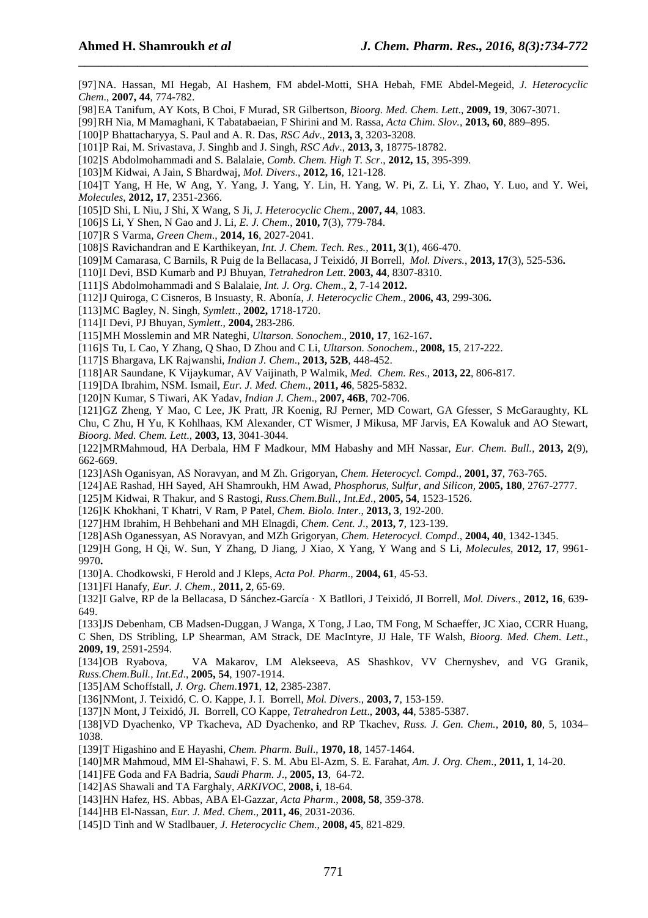[97] NA. Hassan, MI Hegab, AI Hashem, FM abdel-Motti, SHA Hebah, FME Abdel-Megeid, *J. Heterocyclic Chem*., **2007, 44**, 774-782.

[98] EA Tanifum, AY Kots, B Choi, F Murad, SR Gilbertson, *Bioorg. Med. Chem. Lett*., **2009, 19**, 3067-3071.

[99] RH Nia, M Mamaghani, K Tabatabaeian, F Shirini and M. Rassa, *Acta Chim. Slov.*, **2013, 60**, 889–895.

[100] P Bhattacharyya, S. Paul and A. R. Das, *RSC Adv*., **2013, 3**, 3203-3208.

[101] P Rai, M. Srivastava, J. Singhb and J. Singh, *RSC Adv*., **2013, 3**, 18775-18782.

[102] S Abdolmohammadi and S. Balalaie, *Comb. Chem. High T. Scr*., **2012, 15**, 395-399.

[103] M Kidwai, A Jain, S Bhardwaj, *Mol. Divers*., **2012, 16**, 121-128.

[104] T Yang, H He, W Ang, Y. Yang, J. Yang, Y. Lin, H. Yang, W. Pi, Z. Li, Y. Zhao, Y. Luo, and Y. Wei, *Molecules*, **2012, 17**, 2351-2366.

[105] D Shi, L Niu, J Shi, X Wang, S Ji, *J. Heterocyclic Chem*., **2007, 44**, 1083.

[106] S Li, Y Shen, N Gao and J. Li, *E. J. Chem*., **2010, 7**(3), 779-784.

[107] R S Varma, *Green Chem*., **2014, 16**, 2027-2041.

[108] S Ravichandran and E Karthikeyan, *Int. J. Chem. Tech. Res.*, **2011, 3**(1), 466-470.

[109] M Camarasa, C Barnils, R Puig de la Bellacasa, J Teixidó, JI Borrell, *Mol. Divers.*, **2013, 17**(3), 525-536**.**

[110] I Devi, BSD Kumarb and PJ Bhuyan, *Tetrahedron Lett*. **2003, 44**, 8307-8310.

[111] S Abdolmohammadi and S Balalaie, *Int. J. Org. Chem*., **2**, 7-14 **2012.**

[112] J Quiroga, C Cisneros, B Insuasty, R. Abonía, *J. Heterocyclic Chem*., **2006, 43**, 299-306**.**

[113] MC Bagley, N. Singh, *Symlett*., **2002,** 1718-1720.

[114] I Devi, PJ Bhuyan, *Symlett.*, **2004,** 283-286.

[115] MH Mosslemin and MR Nateghi, *Ultarson. Sonochem*., **2010, 17**, 162-167**.**

[116] S Tu, L Cao, Y Zhang, Q Shao, D Zhou and C Li, *Ultarson. Sonochem*., **2008, 15**, 217-222.

[117] S Bhargava, LK Rajwanshi, *Indian J. Chem*., **2013, 52B**, 448-452.

[118] AR Saundane, K Vijaykumar, AV Vaijinath, P Walmik, *Med. Chem. Res*., **2013, 22**, 806-817.

[119] DA Ibrahim, NSM. Ismail, *Eur. J. Med. Chem*., **2011, 46**, 5825-5832.

[120] N Kumar, S Tiwari, AK Yadav, *Indian J. Chem*., **2007, 46B**, 702-706.

[121] GZ Zheng, Y Mao, C Lee, JK Pratt, JR Koenig, RJ Perner, MD Cowart, GA Gfesser, S McGaraughty, KL Chu, C Zhu, H Yu, K Kohlhaas, KM Alexander, CT Wismer, J Mikusa, MF Jarvis, EA Kowaluk and AO Stewart, *Bioorg. Med. Chem. Lett*., **2003, 13**, 3041-3044.

[122] MRMahmoud, HA Derbala, HM F Madkour, MM Habashy and MH Nassar, *Eur. Chem. Bull.*, **2013, 2**(9), 662-669.

[123] ASh Oganisyan, AS Noravyan, and M Zh. Grigoryan, *Chem. Heterocycl. Compd*., **2001, 37**, 763-765.

[124] AE Rashad, HH Sayed, AH Shamroukh, HM Awad, *Phosphorus, Sulfur, and Silicon*, **2005, 180**, 2767-2777.

[125] M Kidwai, R Thakur, and S Rastogi, *Russ.Chem.Bull., Int.Ed*., **2005, 54**, 1523-1526.

[126] K Khokhani, T Khatri, V Ram, P Patel, *Chem. Biolo. Inter*., **2013, 3**, 192-200.

[127] HM Ibrahim, H Behbehani and MH Elnagdi, *Chem. Cent. J*., **2013, 7**, 123-139.

[128] ASh Oganessyan, AS Noravyan, and MZh Grigoryan, *Chem. Heterocycl. Compd*., **2004, 40**, 1342-1345.

[129] H Gong, H Qi, W. Sun, Y Zhang, D Jiang, J Xiao, X Yang, Y Wang and S Li, *Molecules*, **2012, 17**, 9961-9970**.**

[130] A. Chodkowski, F Herold and J Kleps, *Acta Pol. Pharm*., **2004, 61**, 45-53.

[131] FI Hanafy, *Eur. J. Chem*., **2011, 2**, 65-69.

[132] I Galve, RP de la Bellacasa, D Sánchez-García · X Batllori, J Teixidó, JI Borrell, *Mol. Divers*., **2012, 16**, 639-649.

[133] JS Debenham, CB Madsen-Duggan, J Wanga, X Tong, J Lao, TM Fong, M Schaeffer, JC Xiao, CCRR Huang, C Shen, DS Stribling, LP Shearman, AM Strack, DE MacIntyre, JJ Hale, TF Walsh, *Bioorg. Med. Chem. Lett*., **2009, 19**, 2591-2594.

[134] OB Ryabova, VA Makarov, LM Alekseeva, AS Shashkov, VV Chernyshev, and VG Granik, *Russ.Chem.Bull., Int.Ed*., **2005, 54**, 1907-1914.

[135] AM Schoffstall, *J. Org. Chem*.**1971**, **12**, 2385-2387.

[136] NMont, J. Teixidó, C. O. Kappe, J. I. Borrell, *Mol. Divers*., **2003, 7**, 153-159.

[137] N Mont, J Teixidó, JI. Borrell, CO Kappe, *Tetrahedron Lett*., **2003, 44**, 5385-5387.

[138] VD Dyachenko, VP Tkacheva, AD Dyachenko, and RP Tkachev, *Russ. J. Gen. Chem.*, **2010, 80**, 5, 1034–1038.

[139] T Higashino and E Hayashi, *Chem. Pharm. Bull*., **1970, 18**, 1457-1464.

[140] MR Mahmoud, MM El-Shahawi, F. S. M. Abu El-Azm, S. E. Farahat, *Am. J. Org. Chem*., **2011, 1**, 14-20.

[141] FE Goda and FA Badria, *Saudi Pharm. J*., **2005, 13**, 64-72.

[142] AS Shawali and TA Farghaly, *ARKIVOC*, **2008, i**, 18-64.

[143] HN Hafez, HS. Abbas, ABA El-Gazzar, *Acta Pharm*., **2008, 58**, 359-378.

[144] HB El-Nassan, *Eur. J. Med. Chem*., **2011, 46**, 2031-2036.

[145] D Tinh and W Stadlbauer, *J. Heterocyclic Chem*., **2008, 45**, 821-829.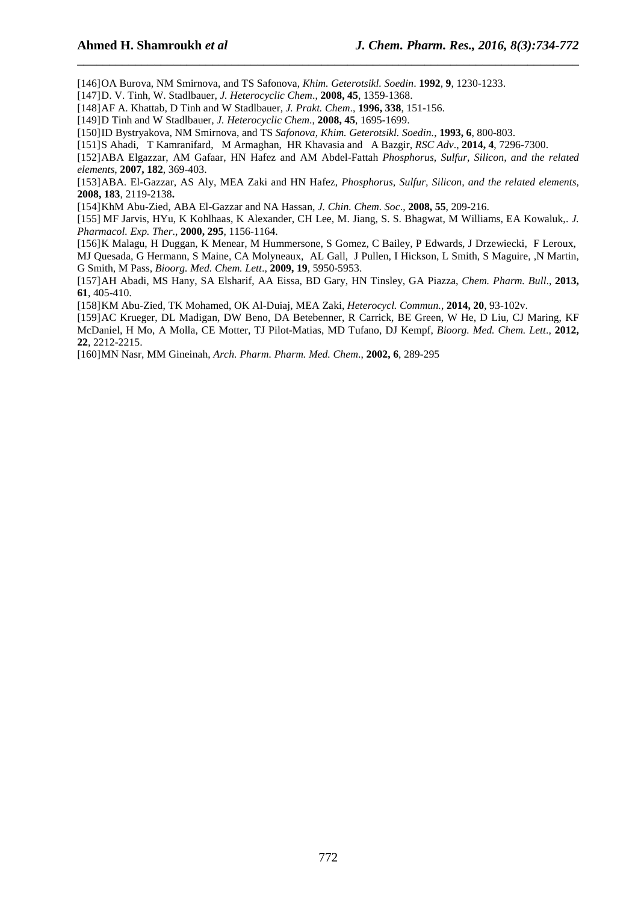[146]OA Burova, NM Smirnova, and TS Safonova, *Khim. Geterotsikl. Soedin*. **1992**, **9**, 1230-1233.

[147]D. V. Tinh, W. Stadlbauer, *J. Heterocyclic Chem*., **2008, 45**, 1359-1368.

[148]AF A. Khattab, D Tinh and W Stadlbauer, *J. Prakt. Chem*., **1996, 338**, 151-156.

[149]D Tinh and W Stadlbauer, *J. Heterocyclic Chem*., **2008, 45**, 1695-1699.

[150]ID Bystryakova, NM Smirnova, and TS *Safonova, Khim. Geterotsikl. Soedin.*, **1993, 6**, 800-803.

[151]S Ahadi, T Kamranifard, M Armaghan, HR Khavasia and A Bazgir, *RSC Adv*., **2014, 4**, 7296-7300.

[152]ABA Elgazzar, AM Gafaar, HN Hafez and AM Abdel-Fattah *Phosphorus, Sulfur, Silicon, and the related elements*, **2007, 182**, 369-403.

[153]ABA. El-Gazzar, AS Aly, MEA Zaki and HN Hafez, *Phosphorus, Sulfur, Silicon, and the related elements*, **2008, 183**, 2119-2138**.**

[154]KhM Abu-Zied, ABA El-Gazzar and NA Hassan, *J. Chin. Chem. Soc*., **2008, 55**, 209-216.

[155] MF Jarvis, HYu, K Kohlhaas, K Alexander, CH Lee, M. Jiang, S. S. Bhagwat, M Williams, EA Kowaluk,. *J. Pharmacol. Exp. Ther*., **2000, 295**, 1156-1164.

[156]K Malagu, H Duggan, K Menear, M Hummersone, S Gomez, C Bailey, P Edwards, J Drzewiecki, F Leroux, MJ Quesada, G Hermann, S Maine, CA Molyneaux, AL Gall, J Pullen, I Hickson, L Smith, S Maguire, ,N Martin, G Smith, M Pass, *Bioorg. Med. Chem. Lett*., **2009, 19**, 5950-5953.

[157]AH Abadi, MS Hany, SA Elsharif, AA Eissa, BD Gary, HN Tinsley, GA Piazza, *Chem. Pharm. Bull*., **2013, 61**, 405-410.

[158]KM Abu-Zied, TK Mohamed, OK Al-Duiaj, MEA Zaki, *Heterocycl. Commun.*, **2014, 20**, 93-102v.

[159]AC Krueger, DL Madigan, DW Beno, DA Betebenner, R Carrick, BE Green, W He, D Liu, CJ Maring, KF McDaniel, H Mo, A Molla, CE Motter, TJ Pilot-Matias, MD Tufano, DJ Kempf, *Bioorg. Med. Chem. Lett*., **2012, 22**, 2212-2215.

[160]MN Nasr, MM Gineinah, *Arch. Pharm. Pharm. Med. Chem*., **2002, 6**, 289-295